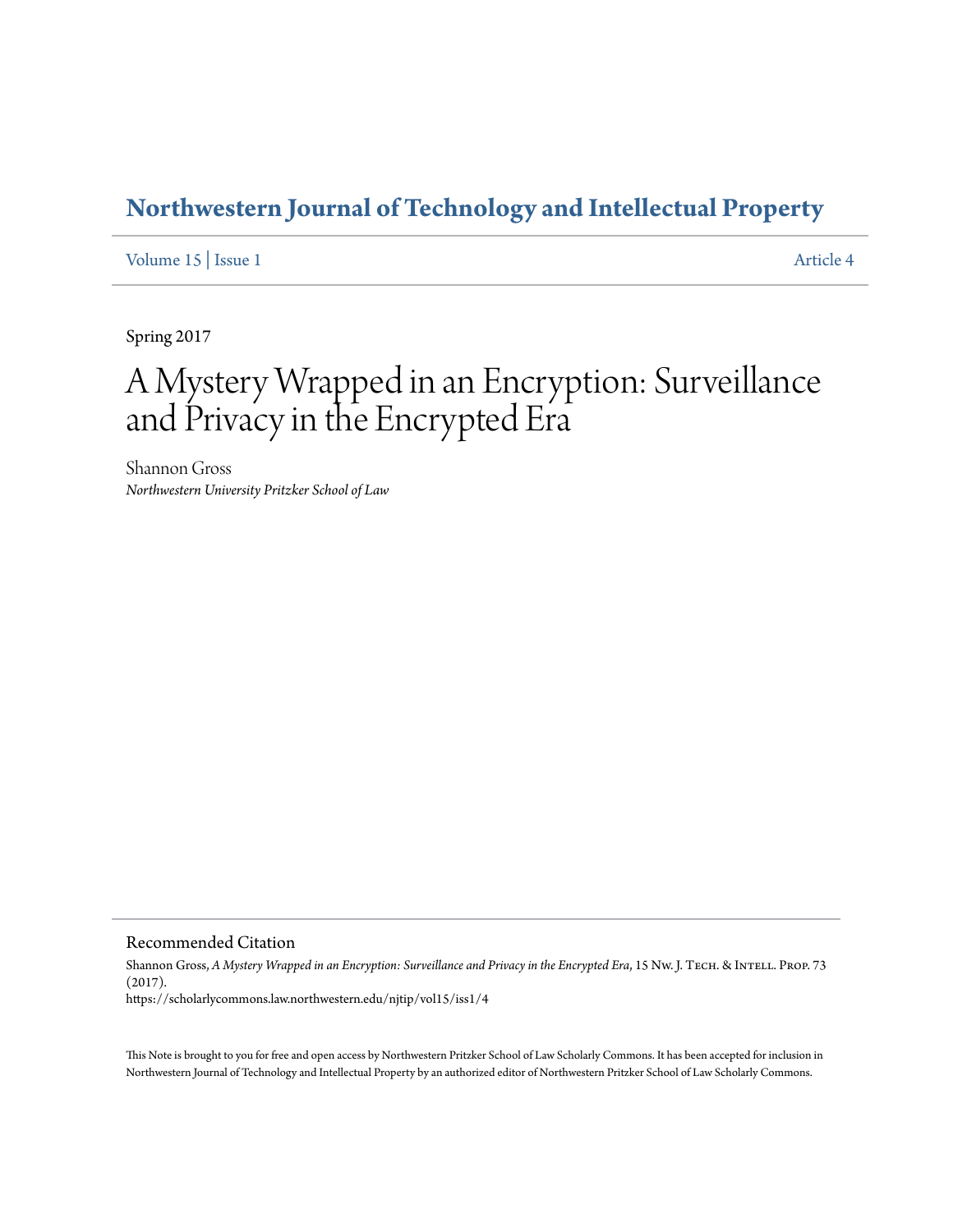# Northwestern Journal of Technology and Intellectual Property

Volume 15 | Issue 1 Article 4

Spring 2017

# A Mystery Wrapped in an Encryption: Surveillance and Privacy in the Encrypted Era

Shannon Gross

*Northwestern University Pritzker School of Law*

## Recommended Citation

Shannon Gross, *A Mystery Wrapped in an Encryption: Surveillance and Privacy in the Encrypted Era*, 15 Nw. J. Tech. & Intell. Prop. 73 (2017).
https://scholarlycommons.law.northwestern.edu/njtip/vol15/iss1/4

This Note is brought to you for free and open access by Northwestern Pritzker School of Law Scholarly Commons. It has been accepted for inclusion in Northwestern Journal of Technology and Intellectual Property by an authorized editor of Northwestern Pritzker School of Law Scholarly Commons.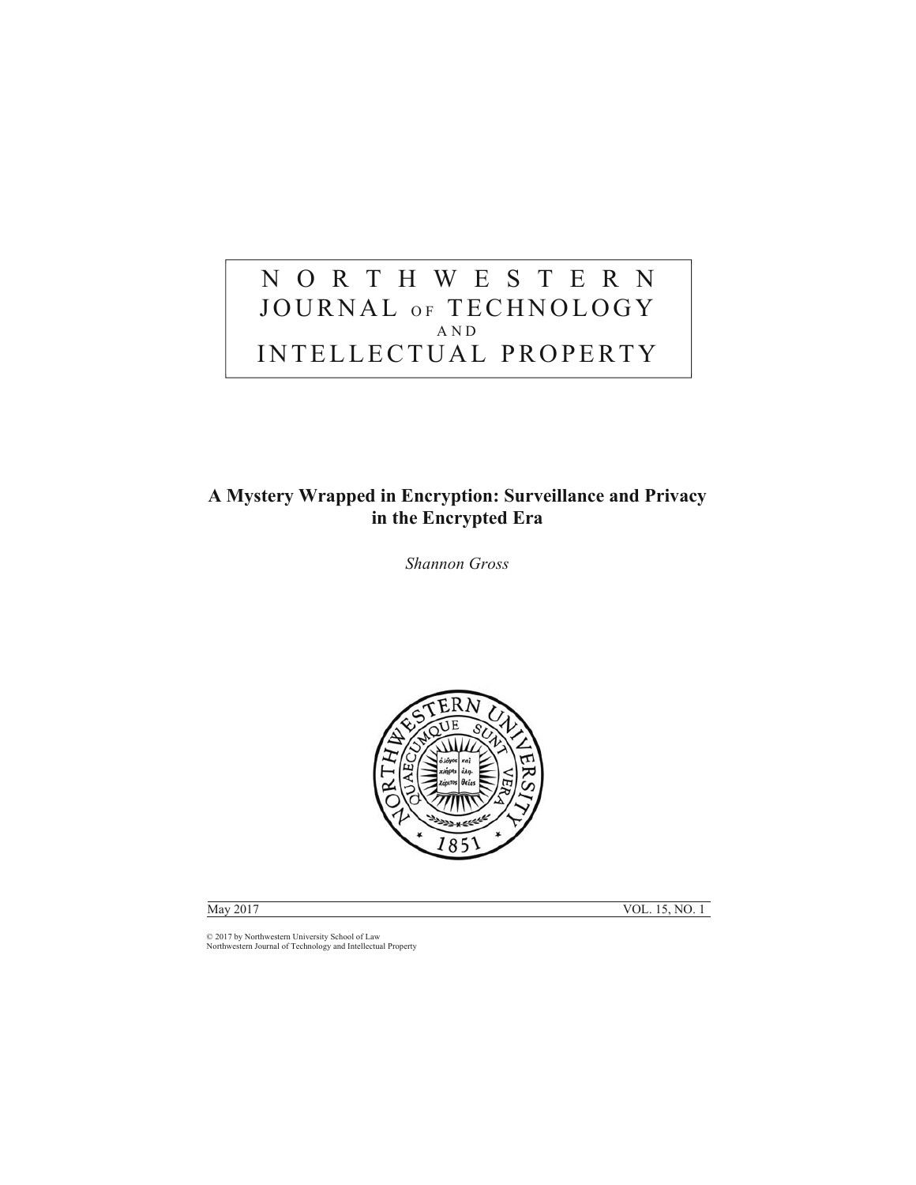# NORTHWESTERN JOURNAL OF TECHNOLOGY AND INTELLECTUAL PROPERTY

## A Mystery Wrapped in Encryption: Surveillance and Privacy in the Encrypted Era

*Shannon Gross*

May 2017 VOL. 15, NO. 1

© 2017 by Northwestern University School of Law
Northwestern Journal of Technology and Intellectual Property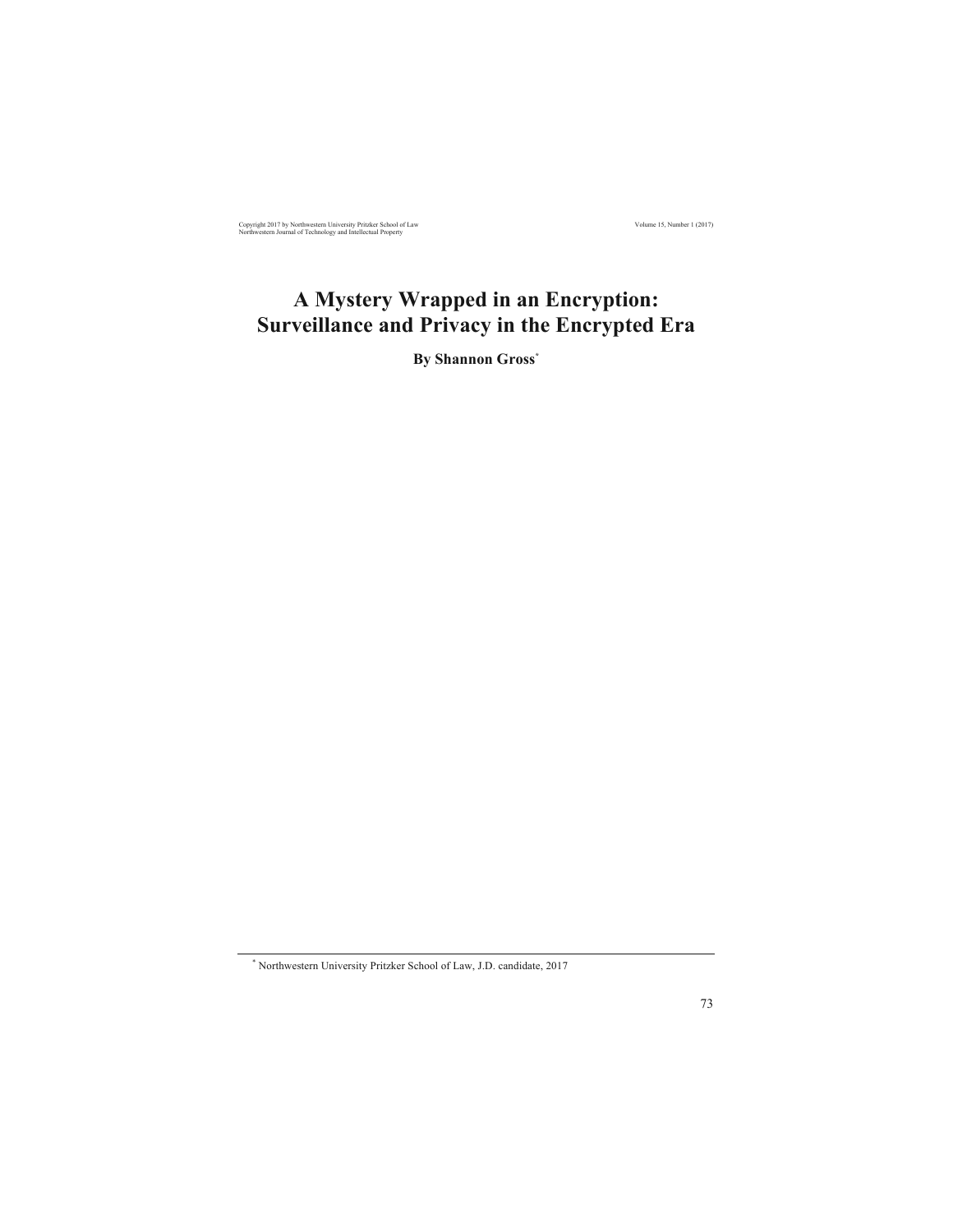# A Mystery Wrapped in an Encryption: Surveillance and Privacy in the Encrypted Era

**By Shannon Gross**[*]

---

[*] Northwestern University Pritzker School of Law, J.D. candidate, 2017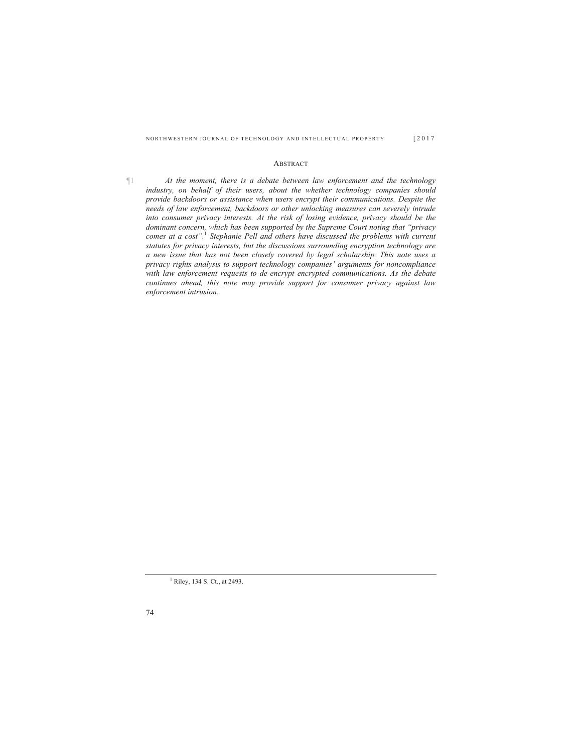## ABSTRACT

¶1 *At the moment, there is a debate between law enforcement and the technology industry, on behalf of their users, about the whether technology companies should provide backdoors or assistance when users encrypt their communications. Despite the needs of law enforcement, backdoors or other unlocking measures can severely intrude into consumer privacy interests. At the risk of losing evidence, privacy should be the dominant concern, which has been supported by the Supreme Court noting that "privacy comes at a cost".*[1] *Stephanie Pell and others have discussed the problems with current statutes for privacy interests, but the discussions surrounding encryption technology are a new issue that has not been closely covered by legal scholarship. This note uses a privacy rights analysis to support technology companies' arguments for noncompliance with law enforcement requests to de-encrypt encrypted communications. As the debate continues ahead, this note may provide support for consumer privacy against law enforcement intrusion.*

---

[1] Riley, 134 S. Ct., at 2493.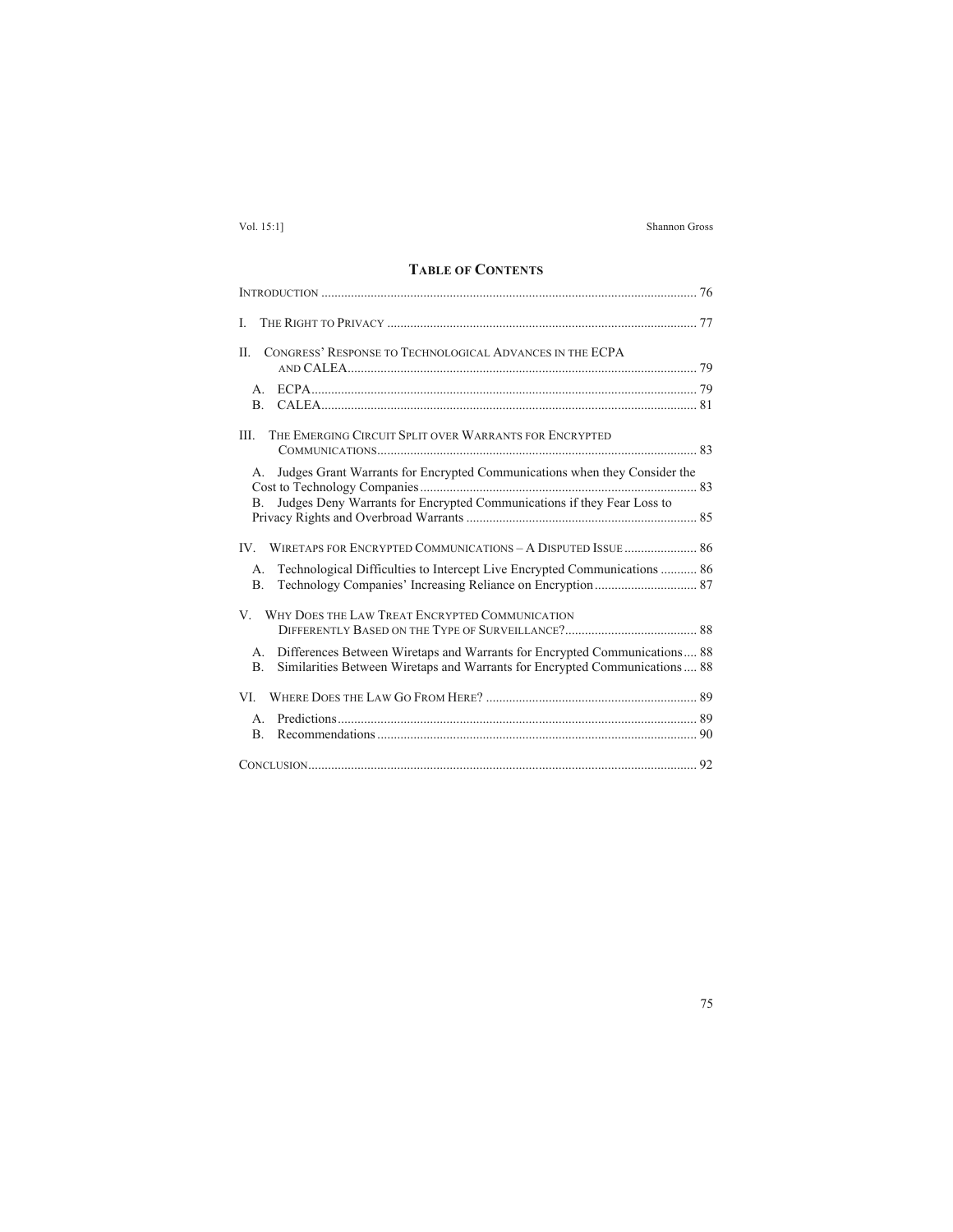## TABLE OF CONTENTS

INTRODUCTION ..... 76

I. THE RIGHT TO PRIVACY ..... 77

II. CONGRESS' RESPONSE TO TECHNOLOGICAL ADVANCES IN THE ECPA AND CALEA ..... 79

- A. ECPA ..... 79
- B. CALEA ..... 81

III. THE EMERGING CIRCUIT SPLIT OVER WARRANTS FOR ENCRYPTED COMMUNICATIONS ..... 83

- A. Judges Grant Warrants for Encrypted Communications when they Consider the Cost to Technology Companies ..... 83
- B. Judges Deny Warrants for Encrypted Communications if they Fear Loss to Privacy Rights and Overbroad Warrants ..... 85

IV. WIRETAPS FOR ENCRYPTED COMMUNICATIONS – A DISPUTED ISSUE ..... 86

- A. Technological Difficulties to Intercept Live Encrypted Communications ..... 86
- B. Technology Companies' Increasing Reliance on Encryption ..... 87

V. WHY DOES THE LAW TREAT ENCRYPTED COMMUNICATION DIFFERENTLY BASED ON THE TYPE OF SURVEILLANCE? ..... 88

- A. Differences Between Wiretaps and Warrants for Encrypted Communications ..... 88
- B. Similarities Between Wiretaps and Warrants for Encrypted Communications ..... 88

VI. WHERE DOES THE LAW GO FROM HERE? ..... 89

- A. Predictions ..... 89
- B. Recommendations ..... 90

CONCLUSION ..... 92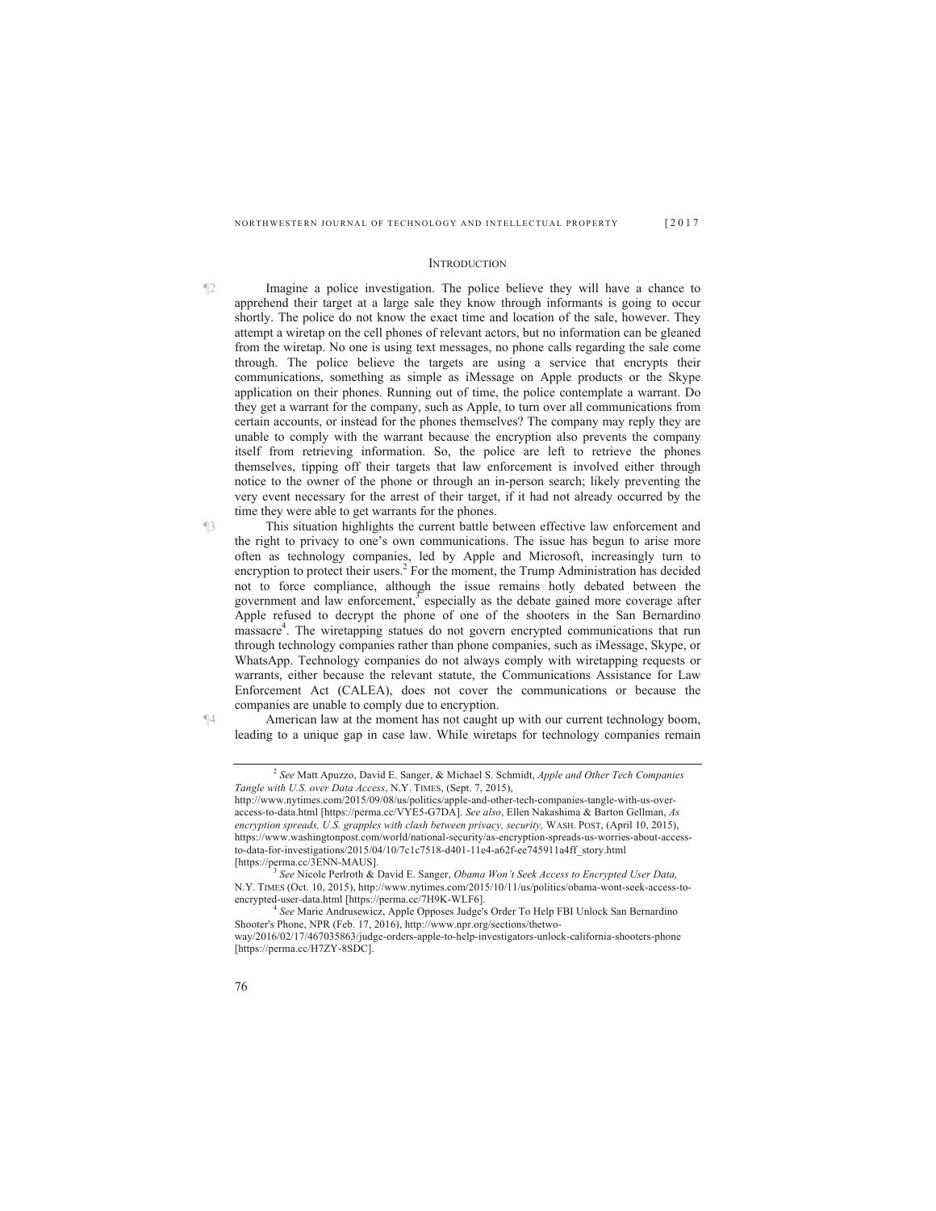## INTRODUCTION

¶2 Imagine a police investigation. The police believe they will have a chance to apprehend their target at a large sale they know through informants is going to occur shortly. The police do not know the exact time and location of the sale, however. They attempt a wiretap on the cell phones of relevant actors, but no information can be gleaned from the wiretap. No one is using text messages, no phone calls regarding the sale come through. The police believe the targets are using a service that encrypts their communications, something as simple as iMessage on Apple products or the Skype application on their phones. Running out of time, the police contemplate a warrant. Do they get a warrant for the company, such as Apple, to turn over all communications from certain accounts, or instead for the phones themselves? The company may reply they are unable to comply with the warrant because the encryption also prevents the company itself from retrieving information. So, the police are left to retrieve the phones themselves, tipping off their targets that law enforcement is involved either through notice to the owner of the phone or through an in-person search; likely preventing the very event necessary for the arrest of their target, if it had not already occurred by the time they were able to get warrants for the phones.

¶3 This situation highlights the current battle between effective law enforcement and the right to privacy to one's own communications. The issue has begun to arise more often as technology companies, led by Apple and Microsoft, increasingly turn to encryption to protect their users.[2] For the moment, the Trump Administration has decided not to force compliance, although the issue remains hotly debated between the government and law enforcement,[3] especially as the debate gained more coverage after Apple refused to decrypt the phone of one of the shooters in the San Bernardino massacre[4]. The wiretapping statues do not govern encrypted communications that run through technology companies rather than phone companies, such as iMessage, Skype, or WhatsApp. Technology companies do not always comply with wiretapping requests or warrants, either because the relevant statute, the Communications Assistance for Law Enforcement Act (CALEA), does not cover the communications or because the companies are unable to comply due to encryption.

¶4 American law at the moment has not caught up with our current technology boom, leading to a unique gap in case law. While wiretaps for technology companies remain

---

[2] *See* Matt Apuzzo, David E. Sanger, & Michael S. Schmidt, *Apple and Other Tech Companies Tangle with U.S. over Data Access*, N.Y. TIMES, (Sept. 7, 2015), http://www.nytimes.com/2015/09/08/us/politics/apple-and-other-tech-companies-tangle-with-us-over-access-to-data.html [https://perma.cc/VYE5-G7DA]. *See also*, Ellen Nakashima & Barton Gellman, *As encryption spreads, U.S. grapples with clash between privacy, security,* WASH. POST, (April 10, 2015), https://www.washingtonpost.com/world/national-security/as-encryption-spreads-us-worries-about-access-to-data-for-investigations/2015/04/10/7c1c7518-d401-11e4-a62f-ee745911a4ff_story.html [https://perma.cc/3ENN-MAUS].

[3] *See* Nicole Perlroth & David E. Sanger, *Obama Won't Seek Access to Encrypted User Data,* N.Y. TIMES (Oct. 10, 2015), http://www.nytimes.com/2015/10/11/us/politics/obama-wont-seek-access-to-encrypted-user-data.html [https://perma.cc/7H9K-WLF6].

[4] *See* Marie Andrusewicz, Apple Opposes Judge's Order To Help FBI Unlock San Bernardino Shooter's Phone, NPR (Feb. 17, 2016), http://www.npr.org/sections/thetwo-way/2016/02/17/467035863/judge-orders-apple-to-help-investigators-unlock-california-shooters-phone [https://perma.cc/H7ZY-8SDC].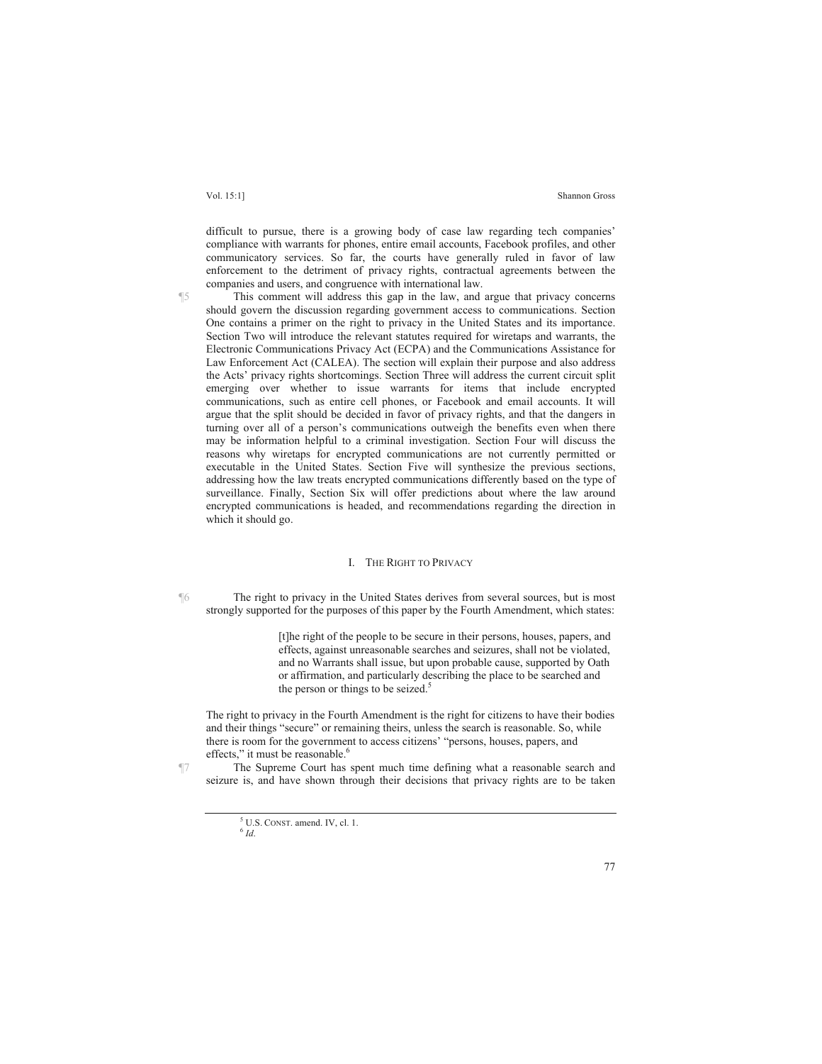difficult to pursue, there is a growing body of case law regarding tech companies' compliance with warrants for phones, entire email accounts, Facebook profiles, and other communicatory services. So far, the courts have generally ruled in favor of law enforcement to the detriment of privacy rights, contractual agreements between the companies and users, and congruence with international law.

¶5 This comment will address this gap in the law, and argue that privacy concerns should govern the discussion regarding government access to communications. Section One contains a primer on the right to privacy in the United States and its importance. Section Two will introduce the relevant statutes required for wiretaps and warrants, the Electronic Communications Privacy Act (ECPA) and the Communications Assistance for Law Enforcement Act (CALEA). The section will explain their purpose and also address the Acts' privacy rights shortcomings. Section Three will address the current circuit split emerging over whether to issue warrants for items that include encrypted communications, such as entire cell phones, or Facebook and email accounts. It will argue that the split should be decided in favor of privacy rights, and that the dangers in turning over all of a person's communications outweigh the benefits even when there may be information helpful to a criminal investigation. Section Four will discuss the reasons why wiretaps for encrypted communications are not currently permitted or executable in the United States. Section Five will synthesize the previous sections, addressing how the law treats encrypted communications differently based on the type of surveillance. Finally, Section Six will offer predictions about where the law around encrypted communications is headed, and recommendations regarding the direction in which it should go.

## I. The Right to Privacy

¶6 The right to privacy in the United States derives from several sources, but is most strongly supported for the purposes of this paper by the Fourth Amendment, which states:

> [t]he right of the people to be secure in their persons, houses, papers, and effects, against unreasonable searches and seizures, shall not be violated, and no Warrants shall issue, but upon probable cause, supported by Oath or affirmation, and particularly describing the place to be searched and the person or things to be seized.[5]

The right to privacy in the Fourth Amendment is the right for citizens to have their bodies and their things "secure" or remaining theirs, unless the search is reasonable. So, while there is room for the government to access citizens' "persons, houses, papers, and effects," it must be reasonable.[6]

¶7 The Supreme Court has spent much time defining what a reasonable search and seizure is, and have shown through their decisions that privacy rights are to be taken

---

[5] U.S. CONST. amend. IV, cl. 1.

[6] *Id.*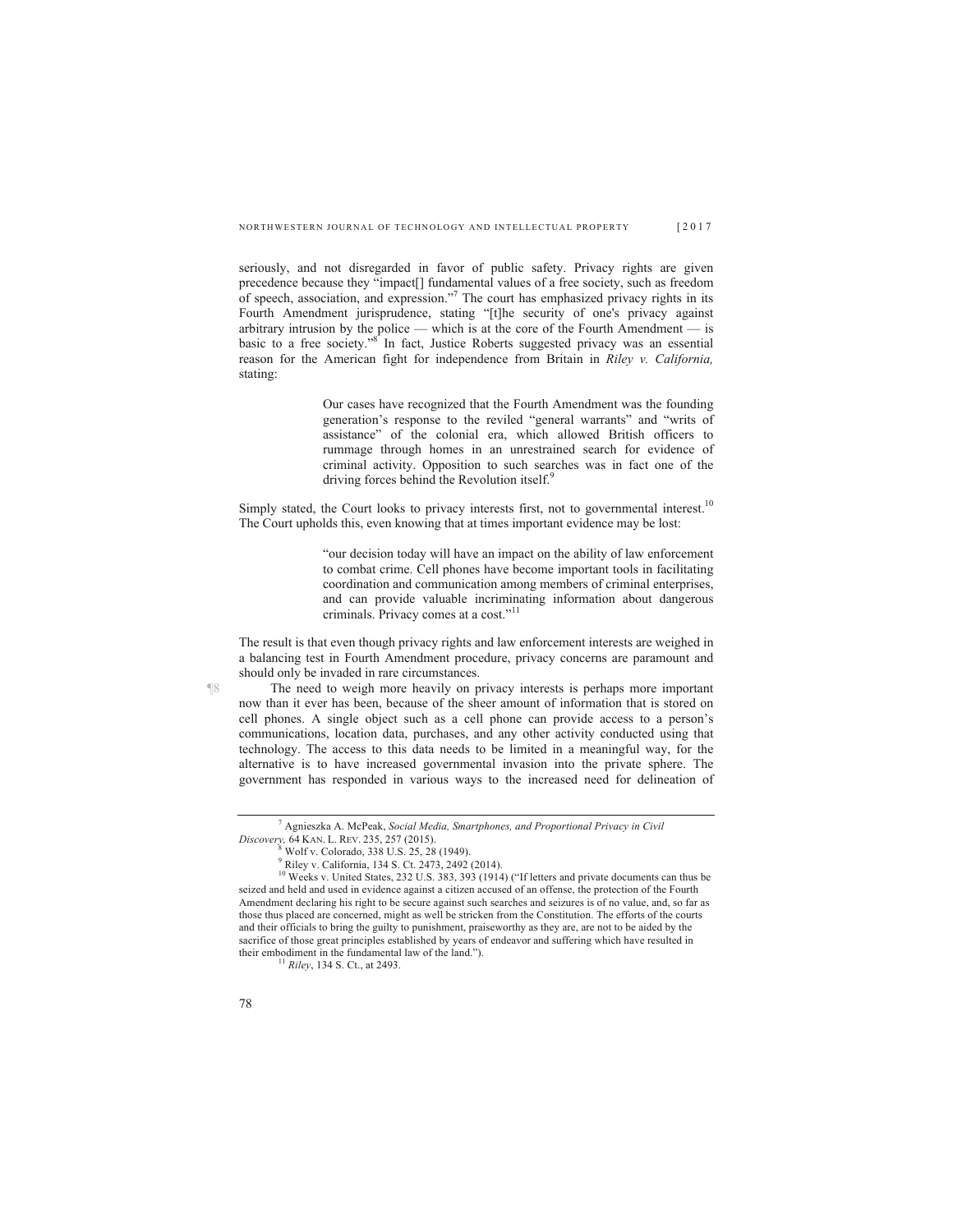seriously, and not disregarded in favor of public safety. Privacy rights are given precedence because they "impact[] fundamental values of a free society, such as freedom of speech, association, and expression."[7] The court has emphasized privacy rights in its Fourth Amendment jurisprudence, stating "[t]he security of one's privacy against arbitrary intrusion by the police — which is at the core of the Fourth Amendment — is basic to a free society."[8] In fact, Justice Roberts suggested privacy was an essential reason for the American fight for independence from Britain in *Riley v. California,* stating:

> Our cases have recognized that the Fourth Amendment was the founding generation's response to the reviled "general warrants" and "writs of assistance" of the colonial era, which allowed British officers to rummage through homes in an unrestrained search for evidence of criminal activity. Opposition to such searches was in fact one of the driving forces behind the Revolution itself.[9]

Simply stated, the Court looks to privacy interests first, not to governmental interest.[10] The Court upholds this, even knowing that at times important evidence may be lost:

> "our decision today will have an impact on the ability of law enforcement to combat crime. Cell phones have become important tools in facilitating coordination and communication among members of criminal enterprises, and can provide valuable incriminating information about dangerous criminals. Privacy comes at a cost."[11]

The result is that even though privacy rights and law enforcement interests are weighed in a balancing test in Fourth Amendment procedure, privacy concerns are paramount and should only be invaded in rare circumstances.

¶8 The need to weigh more heavily on privacy interests is perhaps more important now than it ever has been, because of the sheer amount of information that is stored on cell phones. A single object such as a cell phone can provide access to a person's communications, location data, purchases, and any other activity conducted using that technology. The access to this data needs to be limited in a meaningful way, for the alternative is to have increased governmental invasion into the private sphere. The government has responded in various ways to the increased need for delineation of

---

[7] Agnieszka A. McPeak, *Social Media, Smartphones, and Proportional Privacy in Civil Discovery,* 64 KAN. L. REV. 235, 257 (2015).

[8] Wolf v. Colorado, 338 U.S. 25, 28 (1949).

[9] Riley v. California, 134 S. Ct. 2473, 2492 (2014).

[10] Weeks v. United States, 232 U.S. 383, 393 (1914) ("If letters and private documents can thus be seized and held and used in evidence against a citizen accused of an offense, the protection of the Fourth Amendment declaring his right to be secure against such searches and seizures is of no value, and, so far as those thus placed are concerned, might as well be stricken from the Constitution. The efforts of the courts and their officials to bring the guilty to punishment, praiseworthy as they are, are not to be aided by the sacrifice of those great principles established by years of endeavor and suffering which have resulted in their embodiment in the fundamental law of the land.").

[11] *Riley*, 134 S. Ct., at 2493.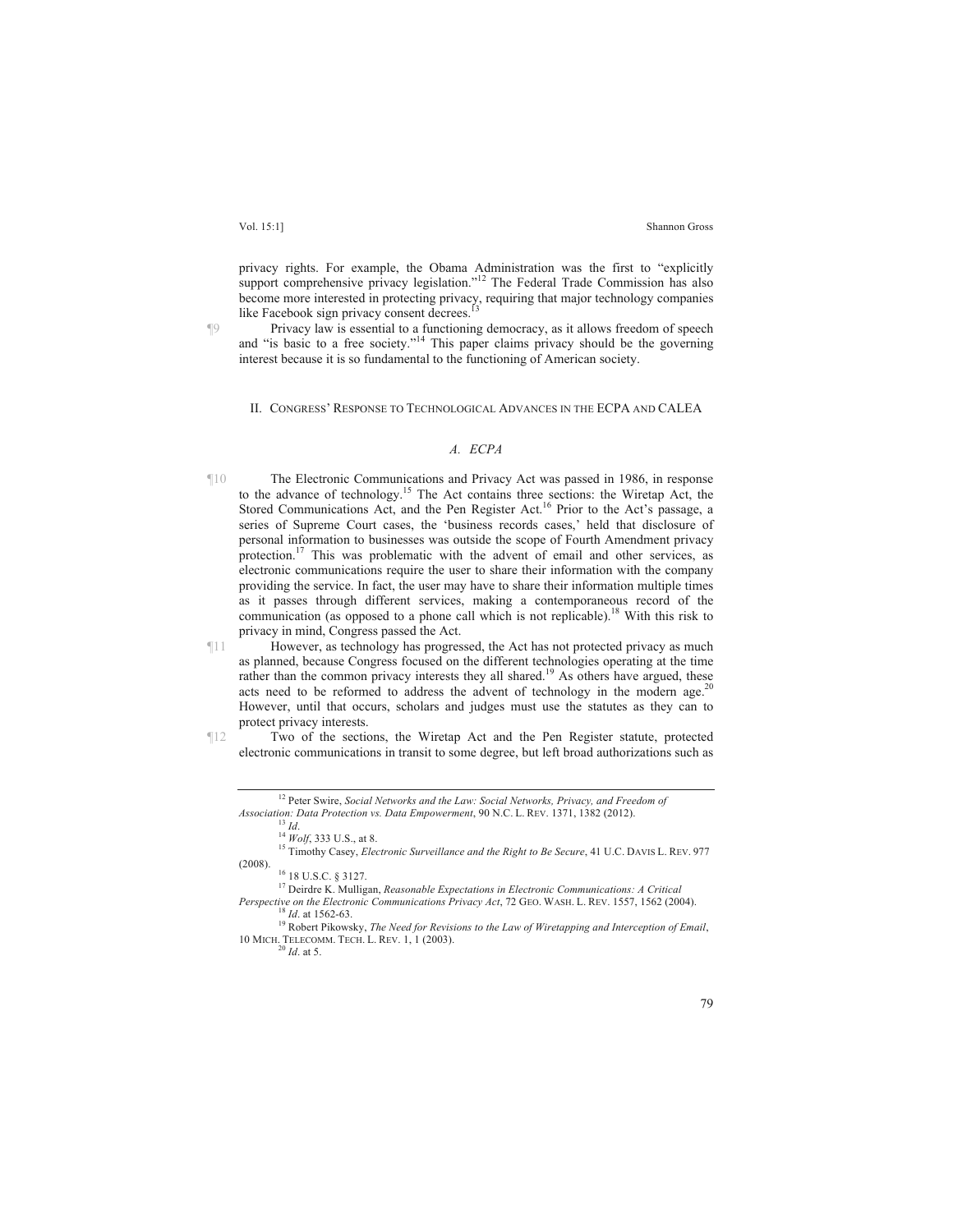privacy rights. For example, the Obama Administration was the first to "explicitly support comprehensive privacy legislation."[12] The Federal Trade Commission has also become more interested in protecting privacy, requiring that major technology companies like Facebook sign privacy consent decrees.[13]

¶9 Privacy law is essential to a functioning democracy, as it allows freedom of speech and "is basic to a free society."[14] This paper claims privacy should be the governing interest because it is so fundamental to the functioning of American society.

## II. Congress' Response to Technological Advances in the ECPA and CALEA

### *A. ECPA*

¶10 The Electronic Communications and Privacy Act was passed in 1986, in response to the advance of technology.[15] The Act contains three sections: the Wiretap Act, the Stored Communications Act, and the Pen Register Act.[16] Prior to the Act's passage, a series of Supreme Court cases, the 'business records cases,' held that disclosure of personal information to businesses was outside the scope of Fourth Amendment privacy protection.[17] This was problematic with the advent of email and other services, as electronic communications require the user to share their information with the company providing the service. In fact, the user may have to share their information multiple times as it passes through different services, making a contemporaneous record of the communication (as opposed to a phone call which is not replicable).[18] With this risk to privacy in mind, Congress passed the Act.

¶11 However, as technology has progressed, the Act has not protected privacy as much as planned, because Congress focused on the different technologies operating at the time rather than the common privacy interests they all shared.[19] As others have argued, these acts need to be reformed to address the advent of technology in the modern age.[20] However, until that occurs, scholars and judges must use the statutes as they can to protect privacy interests.

¶12 Two of the sections, the Wiretap Act and the Pen Register statute, protected electronic communications in transit to some degree, but left broad authorizations such as

---

[12] Peter Swire, *Social Networks and the Law: Social Networks, Privacy, and Freedom of Association: Data Protection vs. Data Empowerment*, 90 N.C. L. Rev. 1371, 1382 (2012).

[13] *Id*.

[14] *Wolf*, 333 U.S., at 8.

[15] Timothy Casey, *Electronic Surveillance and the Right to Be Secure*, 41 U.C. Davis L. Rev. 977 (2008).

[16] 18 U.S.C. § 3127.

[17] Deirdre K. Mulligan, *Reasonable Expectations in Electronic Communications: A Critical Perspective on the Electronic Communications Privacy Act*, 72 Geo. Wash. L. Rev. 1557, 1562 (2004).

[18] *Id*. at 1562-63.

[19] Robert Pikowsky, *The Need for Revisions to the Law of Wiretapping and Interception of Email*, 10 Mich. Telecomm. Tech. L. Rev. 1, 1 (2003).

[20] *Id*. at 5.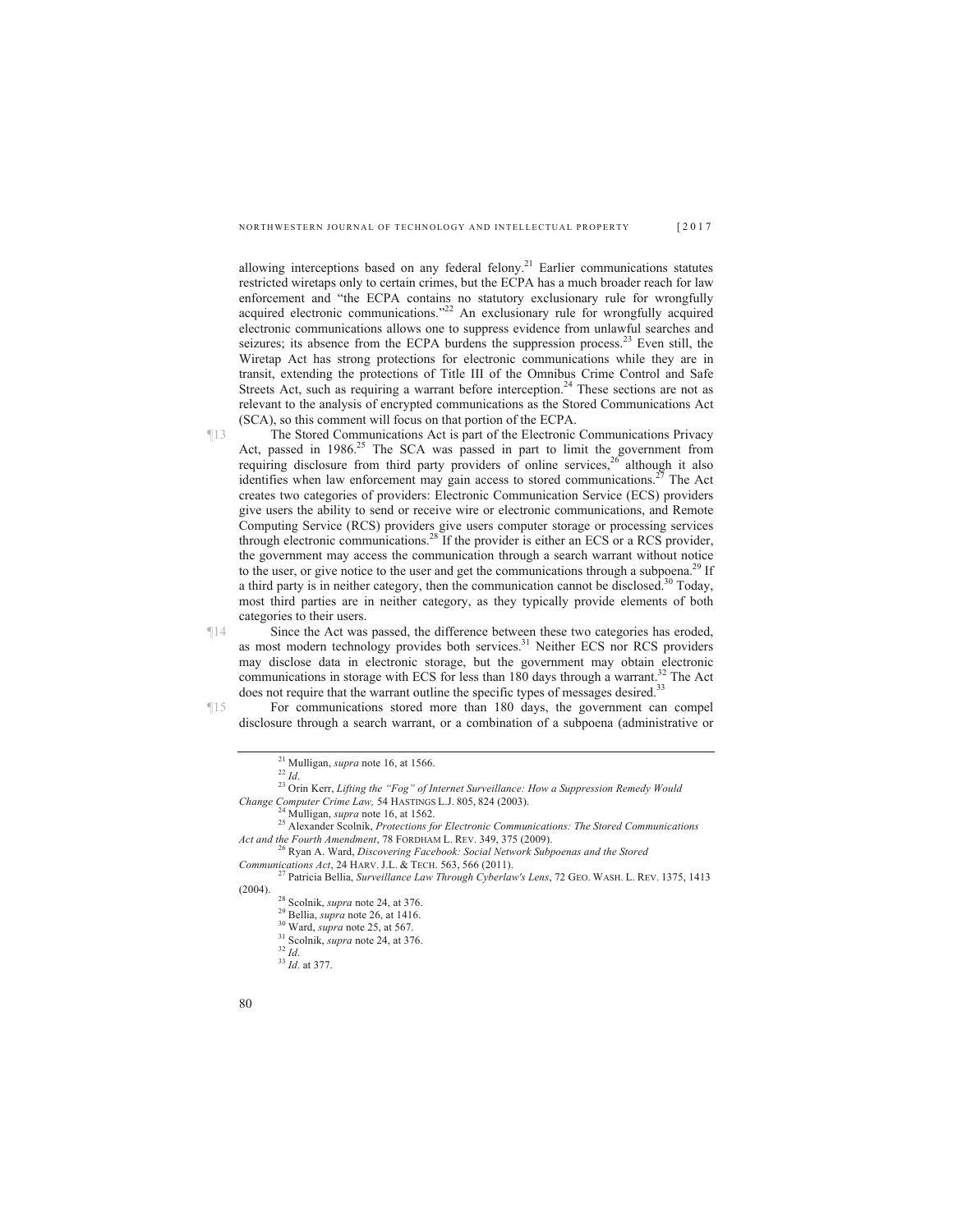allowing interceptions based on any federal felony.[21] Earlier communications statutes restricted wiretaps only to certain crimes, but the ECPA has a much broader reach for law enforcement and "the ECPA contains no statutory exclusionary rule for wrongfully acquired electronic communications."[22] An exclusionary rule for wrongfully acquired electronic communications allows one to suppress evidence from unlawful searches and seizures; its absence from the ECPA burdens the suppression process.[23] Even still, the Wiretap Act has strong protections for electronic communications while they are in transit, extending the protections of Title III of the Omnibus Crime Control and Safe Streets Act, such as requiring a warrant before interception.[24] These sections are not as relevant to the analysis of encrypted communications as the Stored Communications Act (SCA), so this comment will focus on that portion of the ECPA.

¶13 The Stored Communications Act is part of the Electronic Communications Privacy Act, passed in 1986.[25] The SCA was passed in part to limit the government from requiring disclosure from third party providers of online services,[26] although it also identifies when law enforcement may gain access to stored communications.[27] The Act creates two categories of providers: Electronic Communication Service (ECS) providers give users the ability to send or receive wire or electronic communications, and Remote Computing Service (RCS) providers give users computer storage or processing services through electronic communications.[28] If the provider is either an ECS or a RCS provider, the government may access the communication through a search warrant without notice to the user, or give notice to the user and get the communications through a subpoena.[29] If a third party is in neither category, then the communication cannot be disclosed.[30] Today, most third parties are in neither category, as they typically provide elements of both categories to their users.

¶14 Since the Act was passed, the difference between these two categories has eroded, as most modern technology provides both services.[31] Neither ECS nor RCS providers may disclose data in electronic storage, but the government may obtain electronic communications in storage with ECS for less than 180 days through a warrant.[32] The Act does not require that the warrant outline the specific types of messages desired.[33]

¶15 For communications stored more than 180 days, the government can compel disclosure through a search warrant, or a combination of a subpoena (administrative or

---

[21] Mulligan, *supra* note 16, at 1566.

[22] *Id*.

[23] Orin Kerr, *Lifting the "Fog" of Internet Surveillance: How a Suppression Remedy Would Change Computer Crime Law,* 54 HASTINGS L.J. 805, 824 (2003).

[24] Mulligan, *supra* note 16, at 1562.

[25] Alexander Scolnik, *Protections for Electronic Communications: The Stored Communications Act and the Fourth Amendment*, 78 FORDHAM L. REV. 349, 375 (2009).

[26] Ryan A. Ward, *Discovering Facebook: Social Network Subpoenas and the Stored Communications Act*, 24 HARV. J.L. & TECH. 563, 566 (2011).

[27] Patricia Bellia, *Surveillance Law Through Cyberlaw's Lens*, 72 GEO. WASH. L. REV. 1375, 1413 (2004).

[28] Scolnik, *supra* note 24, at 376.

[29] Bellia, *supra* note 26, at 1416.

[30] Ward, *supra* note 25, at 567.

[31] Scolnik, *supra* note 24, at 376.

[32] *Id*.

[33] *Id*. at 377.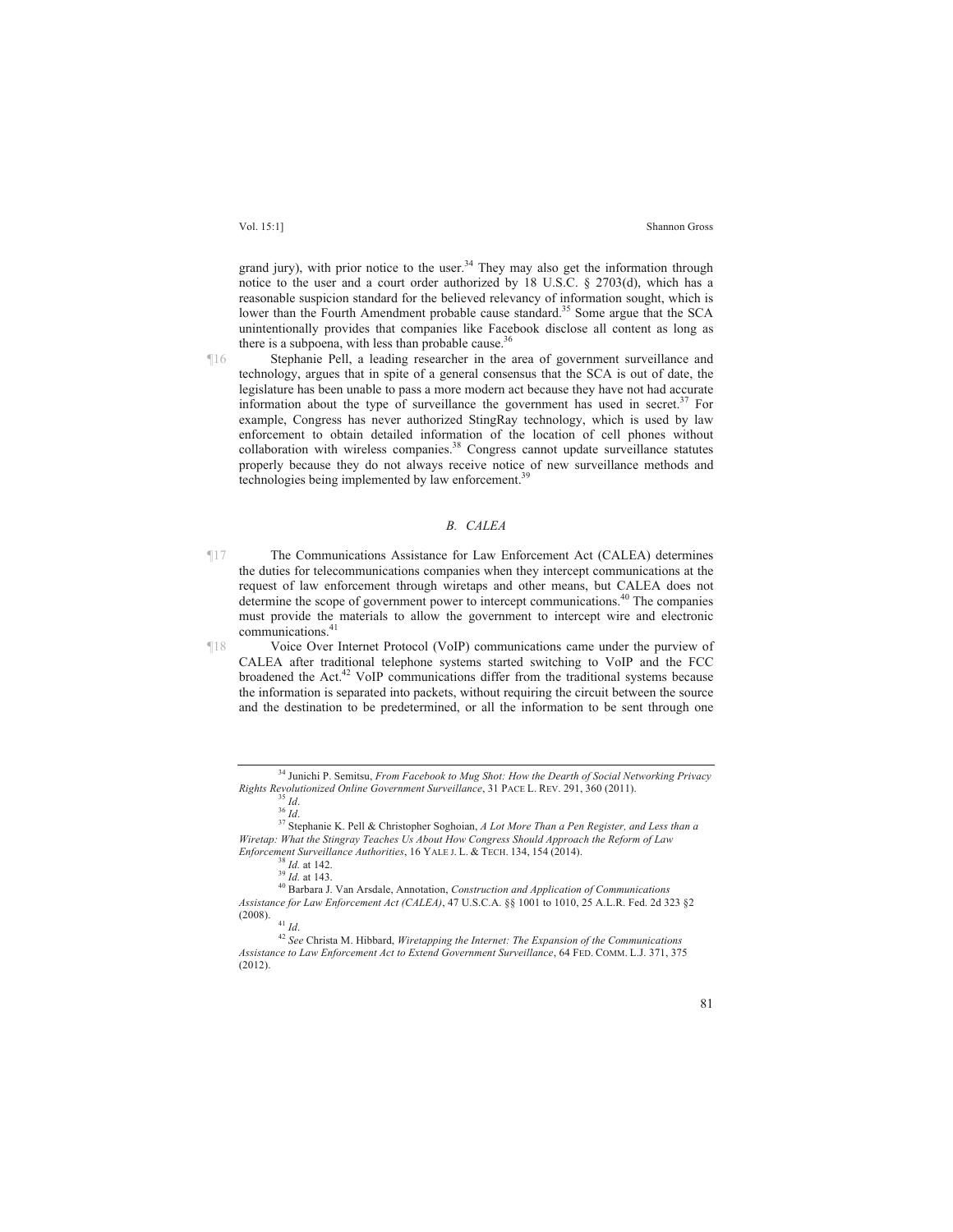grand jury), with prior notice to the user.[34] They may also get the information through notice to the user and a court order authorized by 18 U.S.C. § 2703(d), which has a reasonable suspicion standard for the believed relevancy of information sought, which is lower than the Fourth Amendment probable cause standard.[35] Some argue that the SCA unintentionally provides that companies like Facebook disclose all content as long as there is a subpoena, with less than probable cause.[36]

¶16 Stephanie Pell, a leading researcher in the area of government surveillance and technology, argues that in spite of a general consensus that the SCA is out of date, the legislature has been unable to pass a more modern act because they have not had accurate information about the type of surveillance the government has used in secret.[37] For example, Congress has never authorized StingRay technology, which is used by law enforcement to obtain detailed information of the location of cell phones without collaboration with wireless companies.[38] Congress cannot update surveillance statutes properly because they do not always receive notice of new surveillance methods and technologies being implemented by law enforcement.[39]

### *B. CALEA*

¶17 The Communications Assistance for Law Enforcement Act (CALEA) determines the duties for telecommunications companies when they intercept communications at the request of law enforcement through wiretaps and other means, but CALEA does not determine the scope of government power to intercept communications.[40] The companies must provide the materials to allow the government to intercept wire and electronic communications.[41]

¶18 Voice Over Internet Protocol (VoIP) communications came under the purview of CALEA after traditional telephone systems started switching to VoIP and the FCC broadened the Act.[42] VoIP communications differ from the traditional systems because the information is separated into packets, without requiring the circuit between the source and the destination to be predetermined, or all the information to be sent through one

---

[34] Junichi P. Semitsu, *From Facebook to Mug Shot: How the Dearth of Social Networking Privacy Rights Revolutionized Online Government Surveillance*, 31 PACE L. REV. 291, 360 (2011).

[35] *Id*.

[36] *Id*.

[37] Stephanie K. Pell & Christopher Soghoian, *A Lot More Than a Pen Register, and Less than a Wiretap: What the Stingray Teaches Us About How Congress Should Approach the Reform of Law Enforcement Surveillance Authorities*, 16 YALE J. L. & TECH. 134, 154 (2014).

[38] *Id.* at 142.

[39] *Id.* at 143.

[40] Barbara J. Van Arsdale, Annotation, *Construction and Application of Communications Assistance for Law Enforcement Act (CALEA)*, 47 U.S.C.A. §§ 1001 to 1010, 25 A.L.R. Fed. 2d 323 §2 (2008).

[41] *Id*.

[42] *See* Christa M. Hibbard, *Wiretapping the Internet: The Expansion of the Communications Assistance to Law Enforcement Act to Extend Government Surveillance*, 64 FED. COMM. L.J. 371, 375 (2012).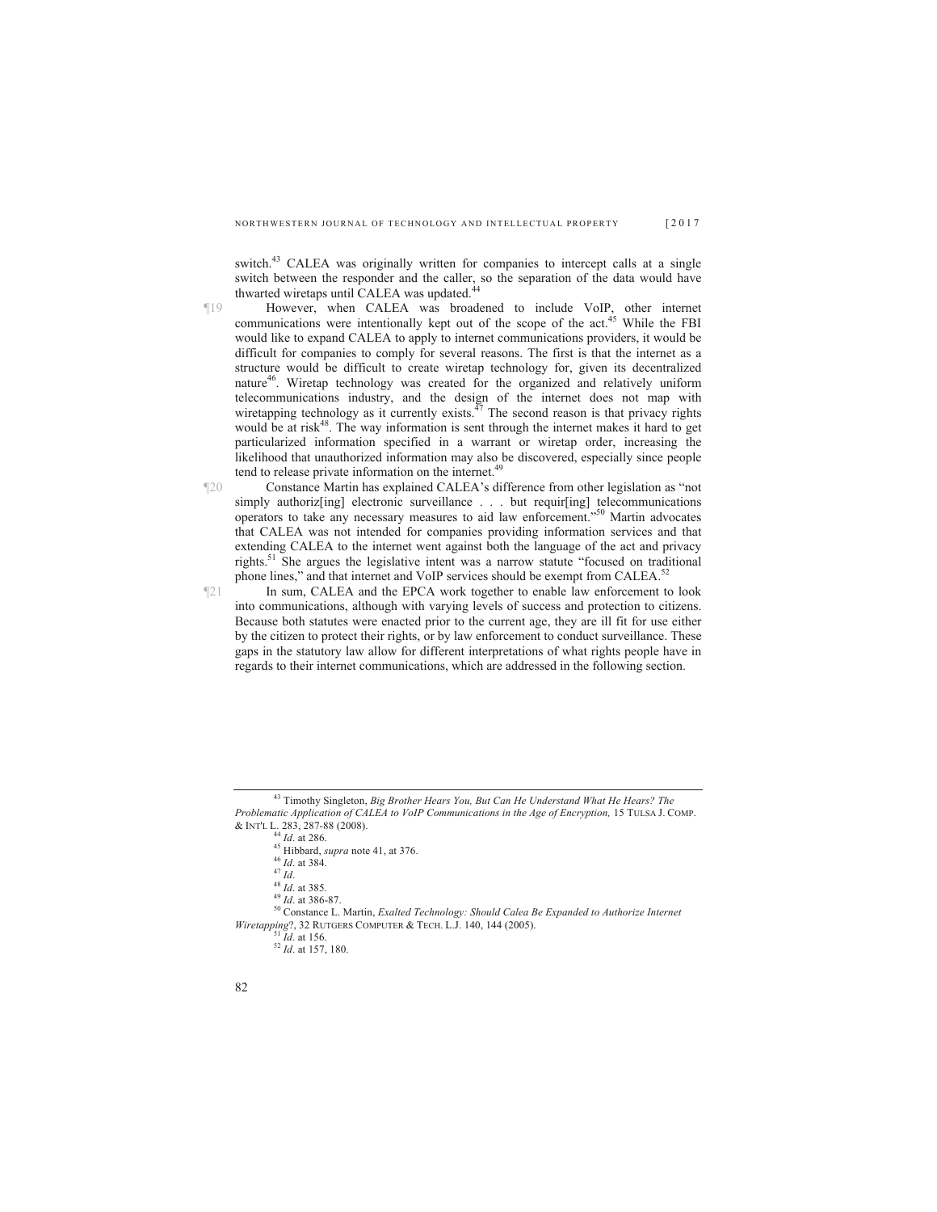switch.[43] CALEA was originally written for companies to intercept calls at a single switch between the responder and the caller, so the separation of the data would have thwarted wiretaps until CALEA was updated.[44]

¶19 However, when CALEA was broadened to include VoIP, other internet communications were intentionally kept out of the scope of the act.[45] While the FBI would like to expand CALEA to apply to internet communications providers, it would be difficult for companies to comply for several reasons. The first is that the internet as a structure would be difficult to create wiretap technology for, given its decentralized nature[46]. Wiretap technology was created for the organized and relatively uniform telecommunications industry, and the design of the internet does not map with wiretapping technology as it currently exists.[47] The second reason is that privacy rights would be at risk[48]. The way information is sent through the internet makes it hard to get particularized information specified in a warrant or wiretap order, increasing the likelihood that unauthorized information may also be discovered, especially since people tend to release private information on the internet.[49]

¶20 Constance Martin has explained CALEA's difference from other legislation as "not simply authoriz[ing] electronic surveillance . . . but requir[ing] telecommunications operators to take any necessary measures to aid law enforcement."[50] Martin advocates that CALEA was not intended for companies providing information services and that extending CALEA to the internet went against both the language of the act and privacy rights.[51] She argues the legislative intent was a narrow statute "focused on traditional phone lines," and that internet and VoIP services should be exempt from CALEA.[52]

¶21 In sum, CALEA and the EPCA work together to enable law enforcement to look into communications, although with varying levels of success and protection to citizens. Because both statutes were enacted prior to the current age, they are ill fit for use either by the citizen to protect their rights, or by law enforcement to conduct surveillance. These gaps in the statutory law allow for different interpretations of what rights people have in regards to their internet communications, which are addressed in the following section.

---

[43] Timothy Singleton, *Big Brother Hears You, But Can He Understand What He Hears? The Problematic Application of CALEA to VoIP Communications in the Age of Encryption,* 15 TULSA J. COMP. & INT'L L. 283, 287-88 (2008).

[44] *Id*. at 286.

[45] Hibbard, *supra* note 41, at 376.

[46] *Id*. at 384.

[47] *Id*.

[48] *Id*. at 385.

[49] *Id*. at 386-87.

[50] Constance L. Martin, *Exalted Technology: Should Calea Be Expanded to Authorize Internet Wiretapping*?, 32 RUTGERS COMPUTER & TECH. L.J. 140, 144 (2005).

[51] *Id*. at 156.

[52] *Id*. at 157, 180.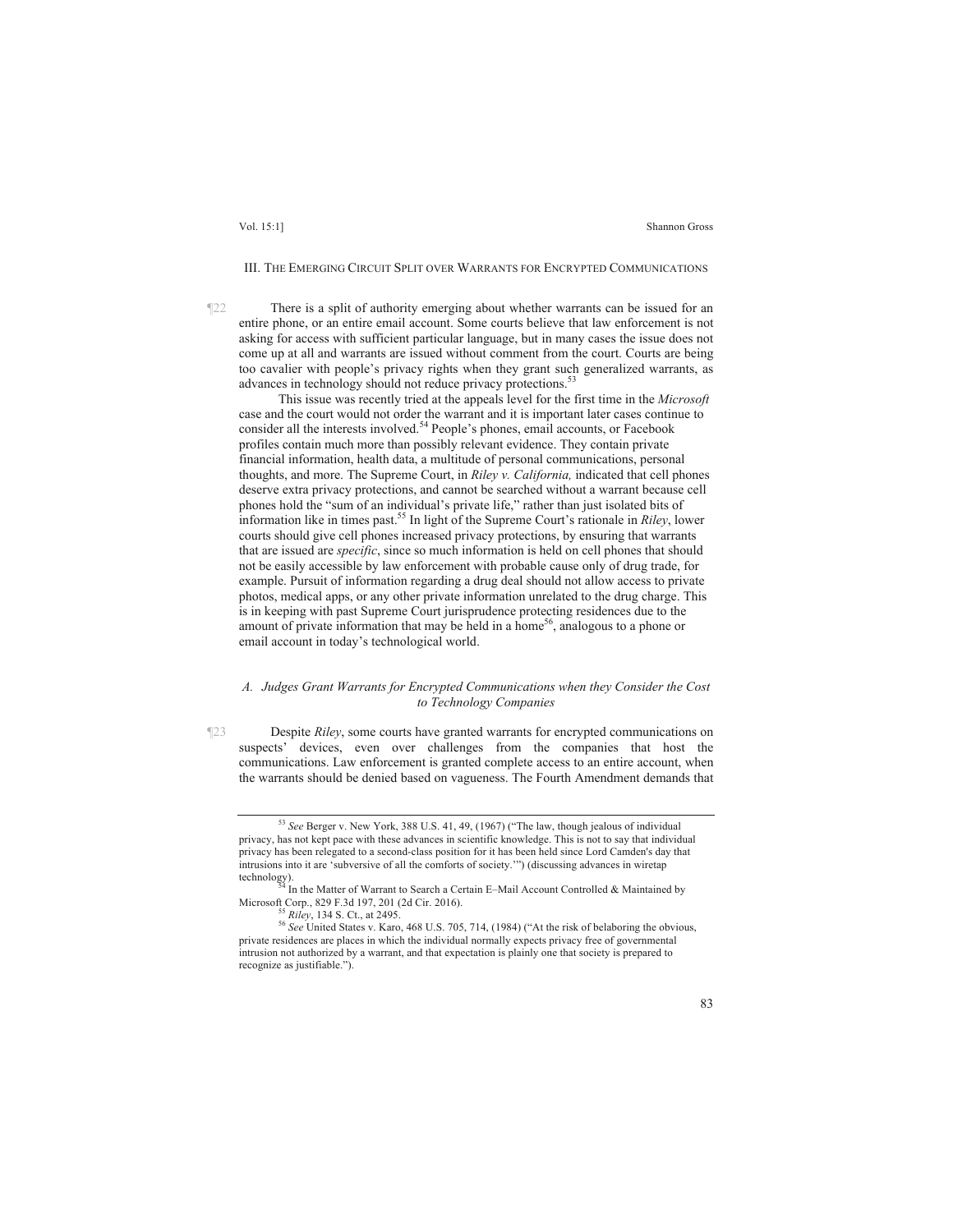III. THE EMERGING CIRCUIT SPLIT OVER WARRANTS FOR ENCRYPTED COMMUNICATIONS

¶22 There is a split of authority emerging about whether warrants can be issued for an entire phone, or an entire email account. Some courts believe that law enforcement is not asking for access with sufficient particular language, but in many cases the issue does not come up at all and warrants are issued without comment from the court. Courts are being too cavalier with people's privacy rights when they grant such generalized warrants, as advances in technology should not reduce privacy protections.[53]

This issue was recently tried at the appeals level for the first time in the *Microsoft* case and the court would not order the warrant and it is important later cases continue to consider all the interests involved.[54] People's phones, email accounts, or Facebook profiles contain much more than possibly relevant evidence. They contain private financial information, health data, a multitude of personal communications, personal thoughts, and more. The Supreme Court, in *Riley v. California,* indicated that cell phones deserve extra privacy protections, and cannot be searched without a warrant because cell phones hold the "sum of an individual's private life," rather than just isolated bits of information like in times past.[55] In light of the Supreme Court's rationale in *Riley*, lower courts should give cell phones increased privacy protections, by ensuring that warrants that are issued are *specific*, since so much information is held on cell phones that should not be easily accessible by law enforcement with probable cause only of drug trade, for example. Pursuit of information regarding a drug deal should not allow access to private photos, medical apps, or any other private information unrelated to the drug charge. This is in keeping with past Supreme Court jurisprudence protecting residences due to the amount of private information that may be held in a home[56], analogous to a phone or email account in today's technological world.

### *A. Judges Grant Warrants for Encrypted Communications when they Consider the Cost to Technology Companies*

¶23 Despite *Riley*, some courts have granted warrants for encrypted communications on suspects' devices, even over challenges from the companies that host the communications. Law enforcement is granted complete access to an entire account, when the warrants should be denied based on vagueness. The Fourth Amendment demands that

---

[53] *See* Berger v. New York, 388 U.S. 41, 49, (1967) ("The law, though jealous of individual privacy, has not kept pace with these advances in scientific knowledge. This is not to say that individual privacy has been relegated to a second-class position for it has been held since Lord Camden's day that intrusions into it are 'subversive of all the comforts of society.'") (discussing advances in wiretap technology).

[54] In the Matter of Warrant to Search a Certain E–Mail Account Controlled & Maintained by Microsoft Corp., 829 F.3d 197, 201 (2d Cir. 2016).

[55] *Riley*, 134 S. Ct., at 2495.

[56] *See* United States v. Karo, 468 U.S. 705, 714, (1984) ("At the risk of belaboring the obvious, private residences are places in which the individual normally expects privacy free of governmental intrusion not authorized by a warrant, and that expectation is plainly one that society is prepared to recognize as justifiable.").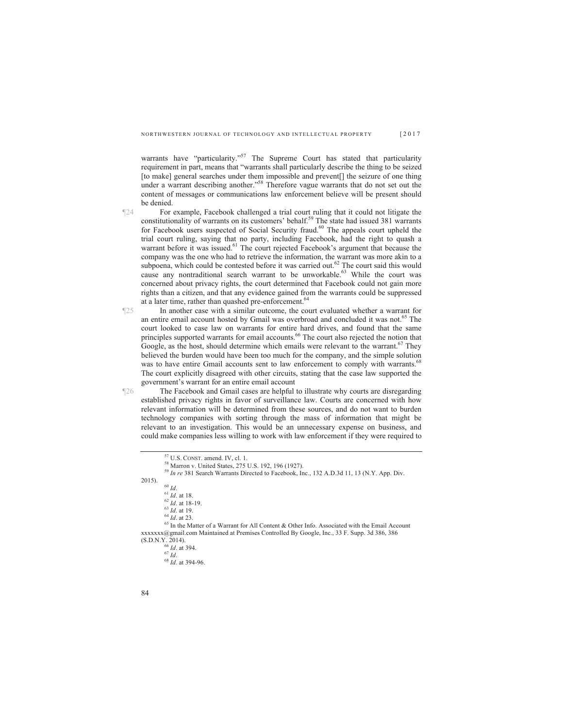warrants have "particularity."[57] The Supreme Court has stated that particularity requirement in part, means that "warrants shall particularly describe the thing to be seized [to make] general searches under them impossible and prevent[] the seizure of one thing under a warrant describing another."[58] Therefore vague warrants that do not set out the content of messages or communications law enforcement believe will be present should be denied.

¶24 For example, Facebook challenged a trial court ruling that it could not litigate the constitutionality of warrants on its customers' behalf.[59] The state had issued 381 warrants for Facebook users suspected of Social Security fraud.[60] The appeals court upheld the trial court ruling, saying that no party, including Facebook, had the right to quash a warrant before it was issued.[61] The court rejected Facebook's argument that because the company was the one who had to retrieve the information, the warrant was more akin to a subpoena, which could be contested before it was carried out.[62] The court said this would cause any nontraditional search warrant to be unworkable.[63] While the court was concerned about privacy rights, the court determined that Facebook could not gain more rights than a citizen, and that any evidence gained from the warrants could be suppressed at a later time, rather than quashed pre-enforcement.[64]

¶25 In another case with a similar outcome, the court evaluated whether a warrant for an entire email account hosted by Gmail was overbroad and concluded it was not.[65] The court looked to case law on warrants for entire hard drives, and found that the same principles supported warrants for email accounts.[66] The court also rejected the notion that Google, as the host, should determine which emails were relevant to the warrant.[67] They believed the burden would have been too much for the company, and the simple solution was to have entire Gmail accounts sent to law enforcement to comply with warrants.[68] The court explicitly disagreed with other circuits, stating that the case law supported the government's warrant for an entire email account

¶26 The Facebook and Gmail cases are helpful to illustrate why courts are disregarding established privacy rights in favor of surveillance law. Courts are concerned with how relevant information will be determined from these sources, and do not want to burden technology companies with sorting through the mass of information that might be relevant to an investigation. This would be an unnecessary expense on business, and could make companies less willing to work with law enforcement if they were required to

---

[57] U.S. CONST. amend. IV, cl. 1.

[58] Marron v. United States, 275 U.S. 192, 196 (1927).

[59] *In re* 381 Search Warrants Directed to Facebook, Inc., 132 A.D.3d 11, 13 (N.Y. App. Div. 2015).

[60] *Id*.

[61] *Id*. at 18.

[62] *Id*. at 18-19.

[63] *Id*. at 19.

[64] *Id*. at 23.

[65] In the Matter of a Warrant for All Content & Other Info. Associated with the Email Account xxxxxxx@gmail.com Maintained at Premises Controlled By Google, Inc., 33 F. Supp. 3d 386, 386 (S.D.N.Y. 2014).

[66] *Id*. at 394.

[67] *Id*.

[68] *Id*. at 394-96.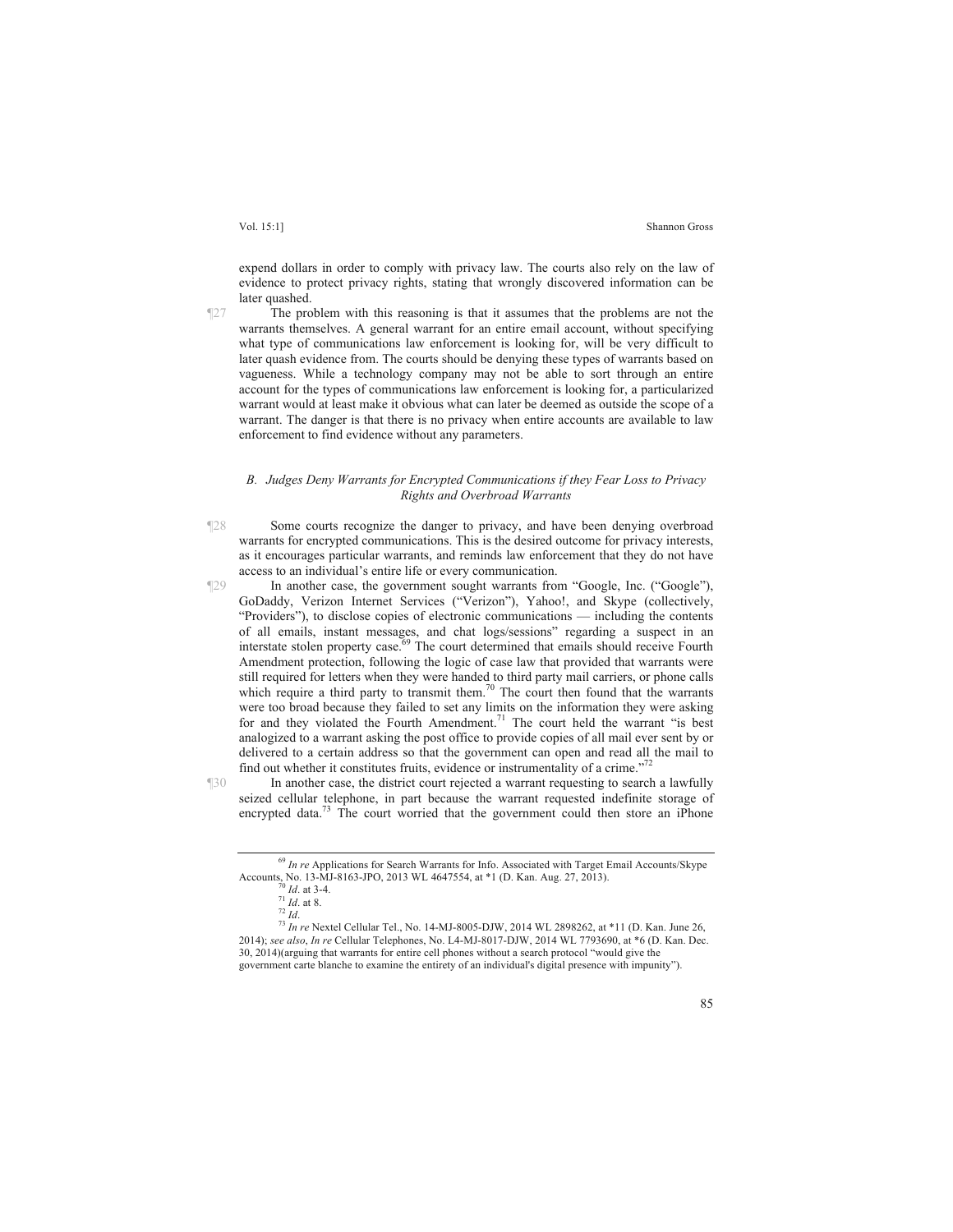expend dollars in order to comply with privacy law. The courts also rely on the law of evidence to protect privacy rights, stating that wrongly discovered information can be later quashed.

¶27 The problem with this reasoning is that it assumes that the problems are not the warrants themselves. A general warrant for an entire email account, without specifying what type of communications law enforcement is looking for, will be very difficult to later quash evidence from. The courts should be denying these types of warrants based on vagueness. While a technology company may not be able to sort through an entire account for the types of communications law enforcement is looking for, a particularized warrant would at least make it obvious what can later be deemed as outside the scope of a warrant. The danger is that there is no privacy when entire accounts are available to law enforcement to find evidence without any parameters.

### *B. Judges Deny Warrants for Encrypted Communications if they Fear Loss to Privacy Rights and Overbroad Warrants*

¶28 Some courts recognize the danger to privacy, and have been denying overbroad warrants for encrypted communications. This is the desired outcome for privacy interests, as it encourages particular warrants, and reminds law enforcement that they do not have access to an individual's entire life or every communication.

¶29 In another case, the government sought warrants from "Google, Inc. ("Google"), GoDaddy, Verizon Internet Services ("Verizon"), Yahoo!, and Skype (collectively, "Providers"), to disclose copies of electronic communications — including the contents of all emails, instant messages, and chat logs/sessions" regarding a suspect in an interstate stolen property case.[69] The court determined that emails should receive Fourth Amendment protection, following the logic of case law that provided that warrants were still required for letters when they were handed to third party mail carriers, or phone calls which require a third party to transmit them.[70] The court then found that the warrants were too broad because they failed to set any limits on the information they were asking for and they violated the Fourth Amendment.[71] The court held the warrant "is best analogized to a warrant asking the post office to provide copies of all mail ever sent by or delivered to a certain address so that the government can open and read all the mail to find out whether it constitutes fruits, evidence or instrumentality of a crime."[72]

¶30 In another case, the district court rejected a warrant requesting to search a lawfully seized cellular telephone, in part because the warrant requested indefinite storage of encrypted data.[73] The court worried that the government could then store an iPhone

---

[69] *In re* Applications for Search Warrants for Info. Associated with Target Email Accounts/Skype Accounts, No. 13-MJ-8163-JPO, 2013 WL 4647554, at *1 (D. Kan. Aug. 27, 2013).

[70] *Id*. at 3-4.

[71] *Id*. at 8.

[72] *Id*.

[73] *In re* Nextel Cellular Tel., No. 14-MJ-8005-DJW, 2014 WL 2898262, at *11 (D. Kan. June 26, 2014); *see also*, *In re* Cellular Telephones, No. L4-MJ-8017-DJW, 2014 WL 7793690, at *6 (D. Kan. Dec. 30, 2014)(arguing that warrants for entire cell phones without a search protocol "would give the government carte blanche to examine the entirety of an individual's digital presence with impunity").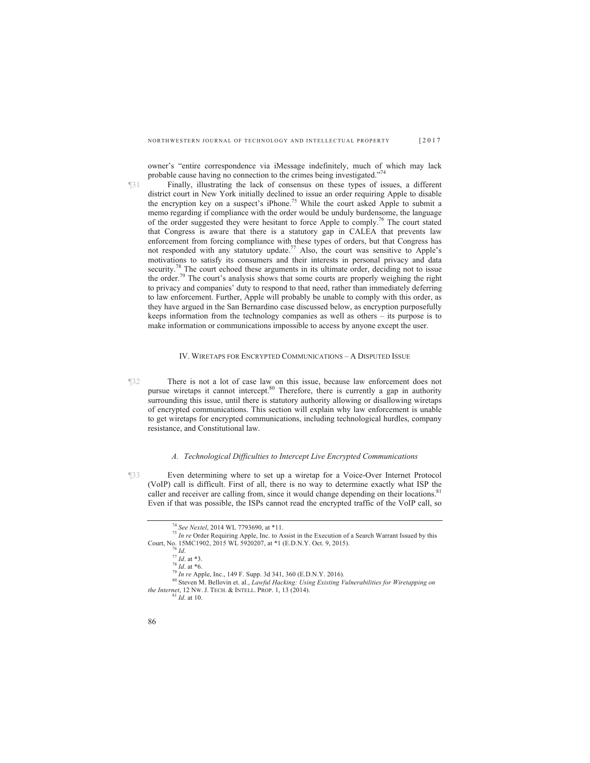owner's "entire correspondence via iMessage indefinitely, much of which may lack probable cause having no connection to the crimes being investigated."[74]

¶31 Finally, illustrating the lack of consensus on these types of issues, a different district court in New York initially declined to issue an order requiring Apple to disable the encryption key on a suspect's iPhone.[75] While the court asked Apple to submit a memo regarding if compliance with the order would be unduly burdensome, the language of the order suggested they were hesitant to force Apple to comply.[76] The court stated that Congress is aware that there is a statutory gap in CALEA that prevents law enforcement from forcing compliance with these types of orders, but that Congress has not responded with any statutory update.[77] Also, the court was sensitive to Apple's motivations to satisfy its consumers and their interests in personal privacy and data security.[78] The court echoed these arguments in its ultimate order, deciding not to issue the order.[79] The court's analysis shows that some courts are properly weighing the right to privacy and companies' duty to respond to that need, rather than immediately deferring to law enforcement. Further, Apple will probably be unable to comply with this order, as they have argued in the San Bernardino case discussed below, as encryption purposefully keeps information from the technology companies as well as others – its purpose is to make information or communications impossible to access by anyone except the user.

## IV. Wiretaps for Encrypted Communications – A Disputed Issue

¶32 There is not a lot of case law on this issue, because law enforcement does not pursue wiretaps it cannot intercept.[80] Therefore, there is currently a gap in authority surrounding this issue, until there is statutory authority allowing or disallowing wiretaps of encrypted communications. This section will explain why law enforcement is unable to get wiretaps for encrypted communications, including technological hurdles, company resistance, and Constitutional law.

### *A. Technological Difficulties to Intercept Live Encrypted Communications*

¶33 Even determining where to set up a wiretap for a Voice-Over Internet Protocol (VoIP) call is difficult. First of all, there is no way to determine exactly what ISP the caller and receiver are calling from, since it would change depending on their locations.[81] Even if that was possible, the ISPs cannot read the encrypted traffic of the VoIP call, so

---

[74] *See Nextel*, 2014 WL 7793690, at *11.

[75] *In re* Order Requiring Apple, Inc. to Assist in the Execution of a Search Warrant Issued by this Court, No. 15MC1902, 2015 WL 5920207, at *1 (E.D.N.Y. Oct. 9, 2015).

[76] *Id*.

[77] *Id*. at *3.

[78] *Id*. at *6.

[79] *In re* Apple, Inc., 149 F. Supp. 3d 341, 360 (E.D.N.Y. 2016).

[80] Steven M. Bellovin et. al., *Lawful Hacking: Using Existing Vulnerabilities for Wiretapping on the Internet*, 12 NW. J. TECH. & INTELL. PROP. 1, 13 (2014).

[81] *Id*. at 10.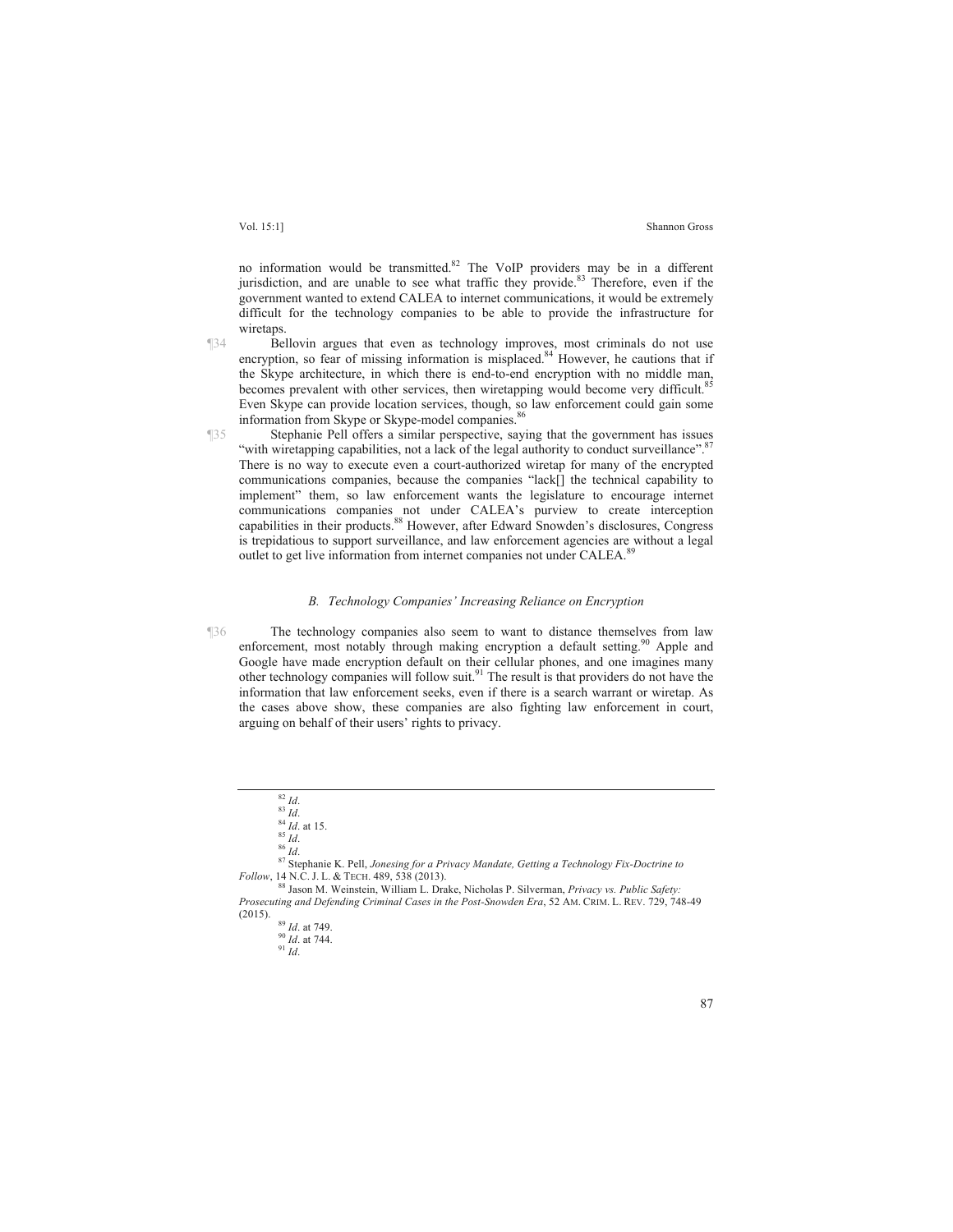no information would be transmitted.[82] The VoIP providers may be in a different jurisdiction, and are unable to see what traffic they provide.[83] Therefore, even if the government wanted to extend CALEA to internet communications, it would be extremely difficult for the technology companies to be able to provide the infrastructure for wiretaps.

¶34 Bellovin argues that even as technology improves, most criminals do not use encryption, so fear of missing information is misplaced.[84] However, he cautions that if the Skype architecture, in which there is end-to-end encryption with no middle man, becomes prevalent with other services, then wiretapping would become very difficult.[85] Even Skype can provide location services, though, so law enforcement could gain some information from Skype or Skype-model companies.[86]

¶35 Stephanie Pell offers a similar perspective, saying that the government has issues "with wiretapping capabilities, not a lack of the legal authority to conduct surveillance".[87] There is no way to execute even a court-authorized wiretap for many of the encrypted communications companies, because the companies "lack[] the technical capability to implement" them, so law enforcement wants the legislature to encourage internet communications companies not under CALEA's purview to create interception capabilities in their products.[88] However, after Edward Snowden's disclosures, Congress is trepidatious to support surveillance, and law enforcement agencies are without a legal outlet to get live information from internet companies not under CALEA.[89]

### *B. Technology Companies' Increasing Reliance on Encryption*

¶36 The technology companies also seem to want to distance themselves from law enforcement, most notably through making encryption a default setting.[90] Apple and Google have made encryption default on their cellular phones, and one imagines many other technology companies will follow suit.[91] The result is that providers do not have the information that law enforcement seeks, even if there is a search warrant or wiretap. As the cases above show, these companies are also fighting law enforcement in court, arguing on behalf of their users' rights to privacy.

---

[82] *Id*.

[83] *Id*.

[84] *Id*. at 15.

[85] *Id*.

[86] *Id*.

[87] Stephanie K. Pell, *Jonesing for a Privacy Mandate, Getting a Technology Fix-Doctrine to Follow*, 14 N.C. J. L. & TECH. 489, 538 (2013).

[88] Jason M. Weinstein, William L. Drake, Nicholas P. Silverman, *Privacy vs. Public Safety: Prosecuting and Defending Criminal Cases in the Post-Snowden Era*, 52 AM. CRIM. L. REV. 729, 748-49 (2015).

[89] *Id*. at 749.

[90] *Id*. at 744.

[91] *Id*.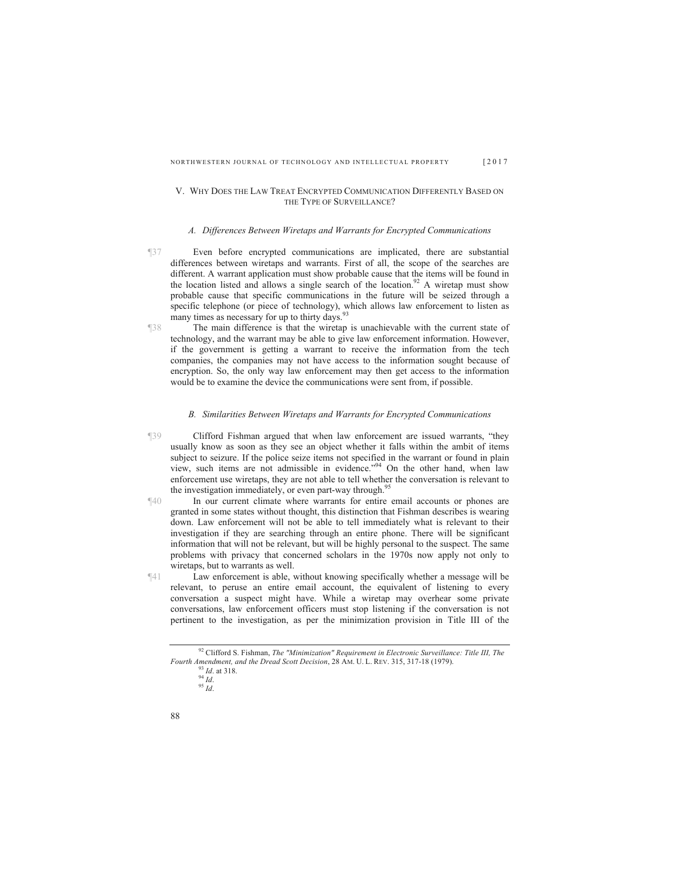## V. Why Does the Law Treat Encrypted Communication Differently Based on the Type of Surveillance?

### *A. Differences Between Wiretaps and Warrants for Encrypted Communications*

¶37 Even before encrypted communications are implicated, there are substantial differences between wiretaps and warrants. First of all, the scope of the searches are different. A warrant application must show probable cause that the items will be found in the location listed and allows a single search of the location.[92] A wiretap must show probable cause that specific communications in the future will be seized through a specific telephone (or piece of technology), which allows law enforcement to listen as many times as necessary for up to thirty days.[93]

¶38 The main difference is that the wiretap is unachievable with the current state of technology, and the warrant may be able to give law enforcement information. However, if the government is getting a warrant to receive the information from the tech companies, the companies may not have access to the information sought because of encryption. So, the only way law enforcement may then get access to the information would be to examine the device the communications were sent from, if possible.

### *B. Similarities Between Wiretaps and Warrants for Encrypted Communications*

¶39 Clifford Fishman argued that when law enforcement are issued warrants, "they usually know as soon as they see an object whether it falls within the ambit of items subject to seizure. If the police seize items not specified in the warrant or found in plain view, such items are not admissible in evidence."[94] On the other hand, when law enforcement use wiretaps, they are not able to tell whether the conversation is relevant to the investigation immediately, or even part-way through.[95]

¶40 In our current climate where warrants for entire email accounts or phones are granted in some states without thought, this distinction that Fishman describes is wearing down. Law enforcement will not be able to tell immediately what is relevant to their investigation if they are searching through an entire phone. There will be significant information that will not be relevant, but will be highly personal to the suspect. The same problems with privacy that concerned scholars in the 1970s now apply not only to wiretaps, but to warrants as well.

¶41 Law enforcement is able, without knowing specifically whether a message will be relevant, to peruse an entire email account, the equivalent of listening to every conversation a suspect might have. While a wiretap may overhear some private conversations, law enforcement officers must stop listening if the conversation is not pertinent to the investigation, as per the minimization provision in Title III of the

---

[92] Clifford S. Fishman, *The "Minimization" Requirement in Electronic Surveillance: Title III, The Fourth Amendment, and the Dread Scott Decision*, 28 AM. U. L. REV. 315, 317-18 (1979).

[93] *Id*. at 318.

[94] *Id*.

[95] *Id*.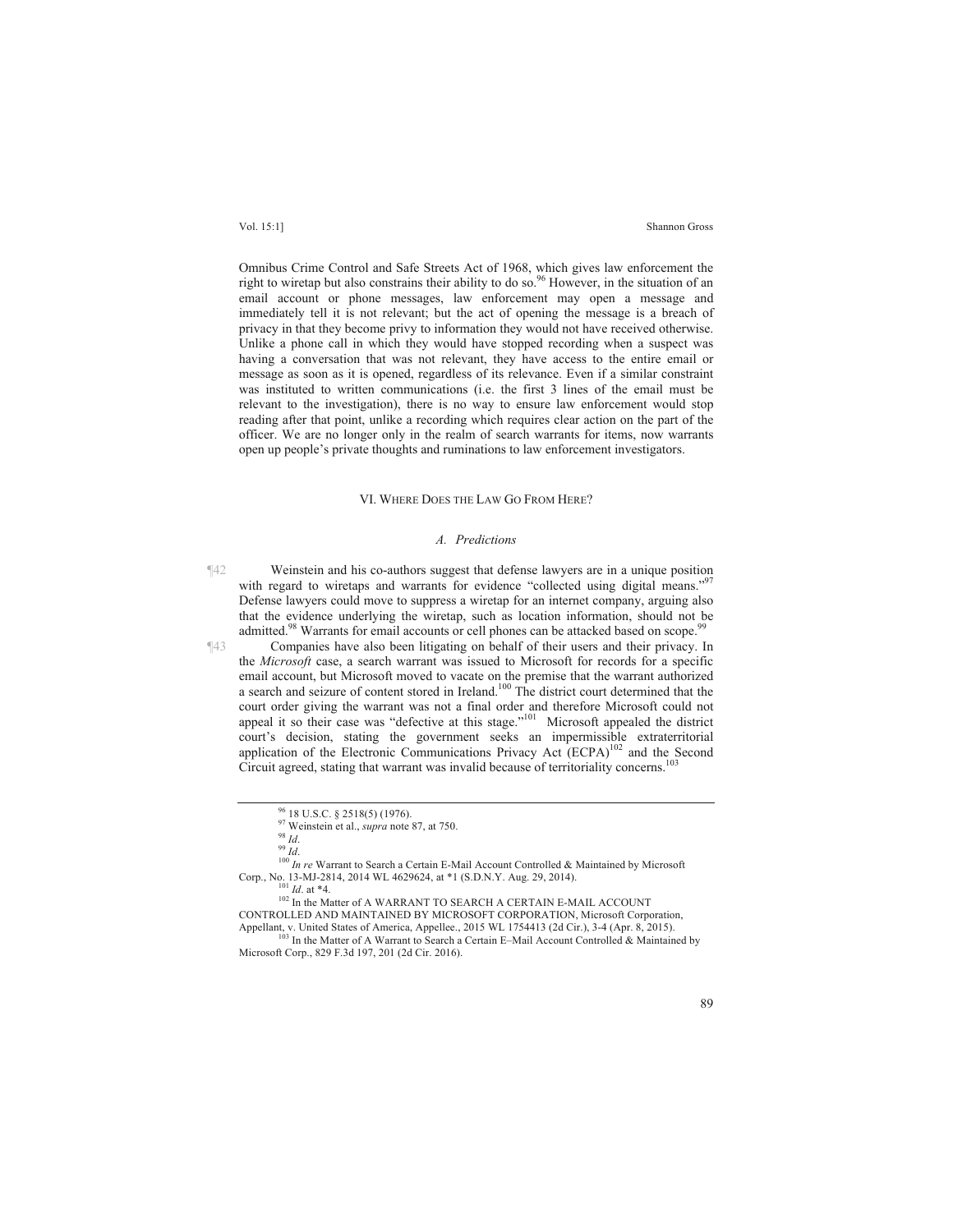Omnibus Crime Control and Safe Streets Act of 1968, which gives law enforcement the right to wiretap but also constrains their ability to do so.[96] However, in the situation of an email account or phone messages, law enforcement may open a message and immediately tell it is not relevant; but the act of opening the message is a breach of privacy in that they become privy to information they would not have received otherwise. Unlike a phone call in which they would have stopped recording when a suspect was having a conversation that was not relevant, they have access to the entire email or message as soon as it is opened, regardless of its relevance. Even if a similar constraint was instituted to written communications (i.e. the first 3 lines of the email must be relevant to the investigation), there is no way to ensure law enforcement would stop reading after that point, unlike a recording which requires clear action on the part of the officer. We are no longer only in the realm of search warrants for items, now warrants open up people's private thoughts and ruminations to law enforcement investigators.

## VI. Where Does the Law Go From Here?

### *A. Predictions*

¶42 Weinstein and his co-authors suggest that defense lawyers are in a unique position with regard to wiretaps and warrants for evidence "collected using digital means."[97] Defense lawyers could move to suppress a wiretap for an internet company, arguing also that the evidence underlying the wiretap, such as location information, should not be admitted.[98] Warrants for email accounts or cell phones can be attacked based on scope.[99]

¶43 Companies have also been litigating on behalf of their users and their privacy. In the *Microsoft* case, a search warrant was issued to Microsoft for records for a specific email account, but Microsoft moved to vacate on the premise that the warrant authorized a search and seizure of content stored in Ireland.[100] The district court determined that the court order giving the warrant was not a final order and therefore Microsoft could not appeal it so their case was "defective at this stage."[101] Microsoft appealed the district court's decision, stating the government seeks an impermissible extraterritorial application of the Electronic Communications Privacy Act (ECPA)[102] and the Second Circuit agreed, stating that warrant was invalid because of territoriality concerns.[103]

---

[96] 18 U.S.C. § 2518(5) (1976).

[97] Weinstein et al., *supra* note 87, at 750.

[98] *Id*.

[99] *Id*.

[100] *In re* Warrant to Search a Certain E-Mail Account Controlled & Maintained by Microsoft Corp., No. 13-MJ-2814, 2014 WL 4629624, at *1 (S.D.N.Y. Aug. 29, 2014).

[101] *Id*. at *4.

[102] In the Matter of A WARRANT TO SEARCH A CERTAIN E-MAIL ACCOUNT CONTROLLED AND MAINTAINED BY MICROSOFT CORPORATION, Microsoft Corporation, Appellant, v. United States of America, Appellee., 2015 WL 1754413 (2d Cir.), 3-4 (Apr. 8, 2015).

[103] In the Matter of A Warrant to Search a Certain E–Mail Account Controlled & Maintained by Microsoft Corp., 829 F.3d 197, 201 (2d Cir. 2016).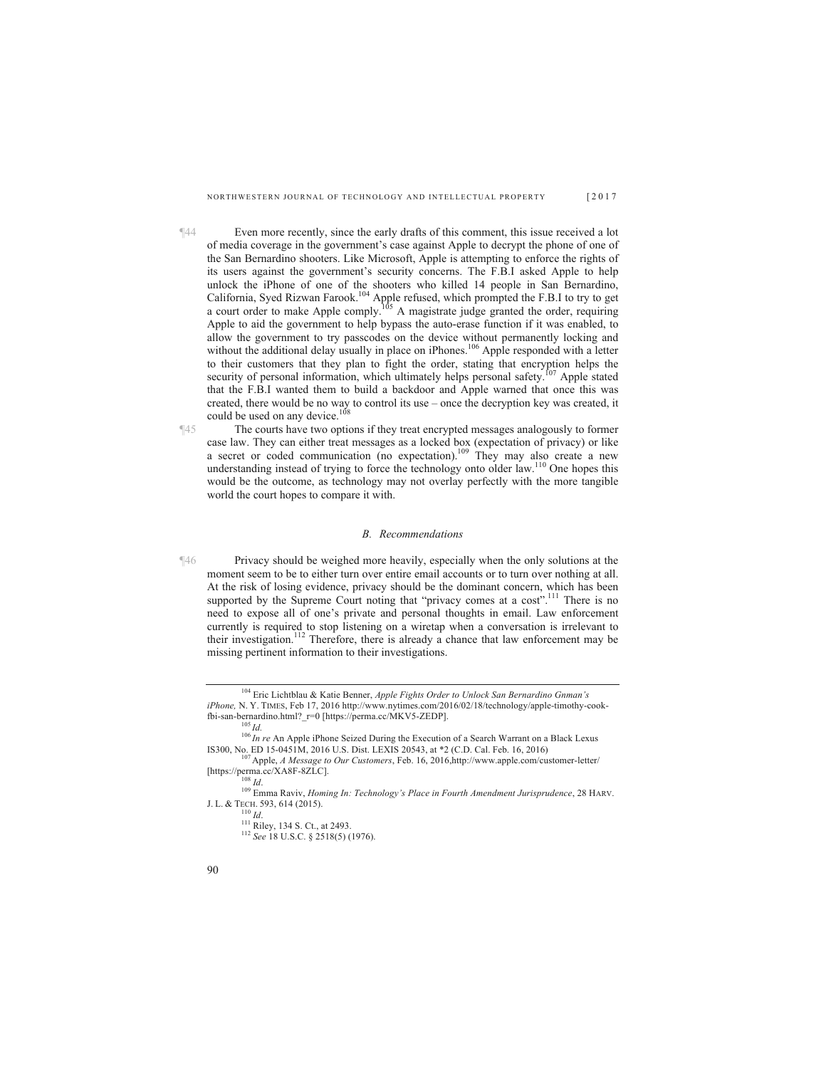¶44 Even more recently, since the early drafts of this comment, this issue received a lot of media coverage in the government's case against Apple to decrypt the phone of one of the San Bernardino shooters. Like Microsoft, Apple is attempting to enforce the rights of its users against the government's security concerns. The F.B.I asked Apple to help unlock the iPhone of one of the shooters who killed 14 people in San Bernardino, California, Syed Rizwan Farook.[104] Apple refused, which prompted the F.B.I to try to get a court order to make Apple comply.[105] A magistrate judge granted the order, requiring Apple to aid the government to help bypass the auto-erase function if it was enabled, to allow the government to try passcodes on the device without permanently locking and without the additional delay usually in place on iPhones.[106] Apple responded with a letter to their customers that they plan to fight the order, stating that encryption helps the security of personal information, which ultimately helps personal safety.[107] Apple stated that the F.B.I wanted them to build a backdoor and Apple warned that once this was created, there would be no way to control its use – once the decryption key was created, it could be used on any device.[108]

¶45 The courts have two options if they treat encrypted messages analogously to former case law. They can either treat messages as a locked box (expectation of privacy) or like a secret or coded communication (no expectation).[109] They may also create a new understanding instead of trying to force the technology onto older law.[110] One hopes this would be the outcome, as technology may not overlay perfectly with the more tangible world the court hopes to compare it with.

### *B. Recommendations*

¶46 Privacy should be weighed more heavily, especially when the only solutions at the moment seem to be to either turn over entire email accounts or to turn over nothing at all. At the risk of losing evidence, privacy should be the dominant concern, which has been supported by the Supreme Court noting that "privacy comes at a cost".[111] There is no need to expose all of one's private and personal thoughts in email. Law enforcement currently is required to stop listening on a wiretap when a conversation is irrelevant to their investigation.[112] Therefore, there is already a chance that law enforcement may be missing pertinent information to their investigations.

---

[104] Eric Lichtblau & Katie Benner, *Apple Fights Order to Unlock San Bernardino Gnman's iPhone,* N. Y. TIMES, Feb 17, 2016 http://www.nytimes.com/2016/02/18/technology/apple-timothy-cook-fbi-san-bernardino.html?_r=0 [https://perma.cc/MKV5-ZEDP].

[105] *Id.*

[106] *In re* An Apple iPhone Seized During the Execution of a Search Warrant on a Black Lexus IS300, No. ED 15-0451M, 2016 U.S. Dist. LEXIS 20543, at *2 (C.D. Cal. Feb. 16, 2016)

[107] Apple, *A Message to Our Customers*, Feb. 16, 2016,http://www.apple.com/customer-letter/ [https://perma.cc/XA8F-8ZLC].

[108] *Id*.

[109] Emma Raviv, *Homing In: Technology's Place in Fourth Amendment Jurisprudence*, 28 HARV. J. L. & TECH. 593, 614 (2015).

[110] *Id*.

[111] Riley, 134 S. Ct., at 2493.

[112] *See* 18 U.S.C. § 2518(5) (1976).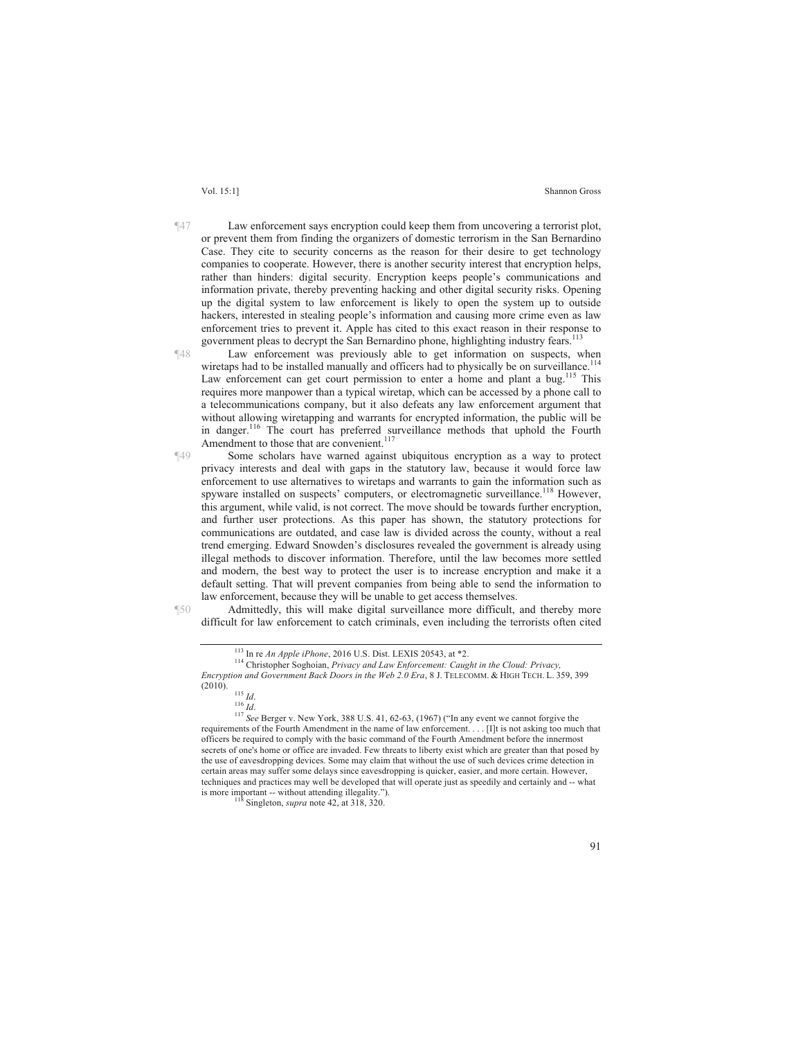¶47 Law enforcement says encryption could keep them from uncovering a terrorist plot, or prevent them from finding the organizers of domestic terrorism in the San Bernardino Case. They cite to security concerns as the reason for their desire to get technology companies to cooperate. However, there is another security interest that encryption helps, rather than hinders: digital security. Encryption keeps people's communications and information private, thereby preventing hacking and other digital security risks. Opening up the digital system to law enforcement is likely to open the system up to outside hackers, interested in stealing people's information and causing more crime even as law enforcement tries to prevent it. Apple has cited to this exact reason in their response to government pleas to decrypt the San Bernardino phone, highlighting industry fears.[113]

¶48 Law enforcement was previously able to get information on suspects, when wiretaps had to be installed manually and officers had to physically be on surveillance.[114] Law enforcement can get court permission to enter a home and plant a bug.[115] This requires more manpower than a typical wiretap, which can be accessed by a phone call to a telecommunications company, but it also defeats any law enforcement argument that without allowing wiretapping and warrants for encrypted information, the public will be in danger.[116] The court has preferred surveillance methods that uphold the Fourth Amendment to those that are convenient.[117]

¶49 Some scholars have warned against ubiquitous encryption as a way to protect privacy interests and deal with gaps in the statutory law, because it would force law enforcement to use alternatives to wiretaps and warrants to gain the information such as spyware installed on suspects' computers, or electromagnetic surveillance.[118] However, this argument, while valid, is not correct. The move should be towards further encryption, and further user protections. As this paper has shown, the statutory protections for communications are outdated, and case law is divided across the county, without a real trend emerging. Edward Snowden's disclosures revealed the government is already using illegal methods to discover information. Therefore, until the law becomes more settled and modern, the best way to protect the user is to increase encryption and make it a default setting. That will prevent companies from being able to send the information to law enforcement, because they will be unable to get access themselves.

¶50 Admittedly, this will make digital surveillance more difficult, and thereby more difficult for law enforcement to catch criminals, even including the terrorists often cited

---

[113] In re *An Apple iPhone*, 2016 U.S. Dist. LEXIS 20543, at *2.

[114] Christopher Soghoian, *Privacy and Law Enforcement: Caught in the Cloud: Privacy, Encryption and Government Back Doors in the Web 2.0 Era*, 8 J. TELECOMM. & HIGH TECH. L. 359, 399 (2010).

[115] *Id*.

[116] *Id*.

[117] *See* Berger v. New York, 388 U.S. 41, 62-63, (1967) ("In any event we cannot forgive the requirements of the Fourth Amendment in the name of law enforcement. . . . [I]t is not asking too much that officers be required to comply with the basic command of the Fourth Amendment before the innermost secrets of one's home or office are invaded. Few threats to liberty exist which are greater than that posed by the use of eavesdropping devices. Some may claim that without the use of such devices crime detection in certain areas may suffer some delays since eavesdropping is quicker, easier, and more certain. However, techniques and practices may well be developed that will operate just as speedily and certainly and -- what is more important -- without attending illegality.").

[118] Singleton, *supra* note 42, at 318, 320.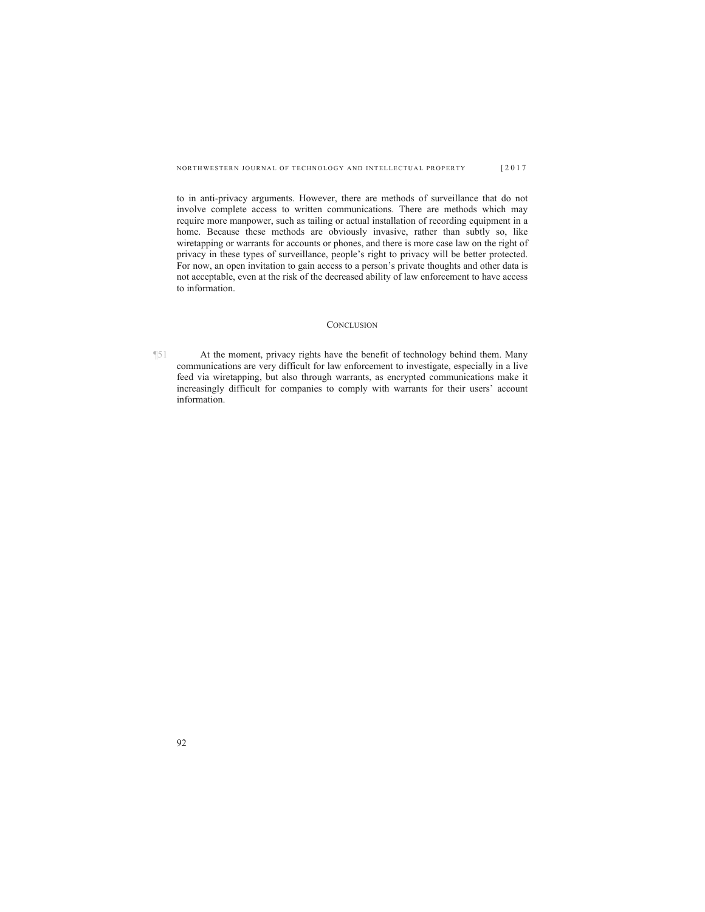to in anti-privacy arguments. However, there are methods of surveillance that do not involve complete access to written communications. There are methods which may require more manpower, such as tailing or actual installation of recording equipment in a home. Because these methods are obviously invasive, rather than subtly so, like wiretapping or warrants for accounts or phones, and there is more case law on the right of privacy in these types of surveillance, people's right to privacy will be better protected. For now, an open invitation to gain access to a person's private thoughts and other data is not acceptable, even at the risk of the decreased ability of law enforcement to have access to information.

## CONCLUSION

¶51 At the moment, privacy rights have the benefit of technology behind them. Many communications are very difficult for law enforcement to investigate, especially in a live feed via wiretapping, but also through warrants, as encrypted communications make it increasingly difficult for companies to comply with warrants for their users' account information.